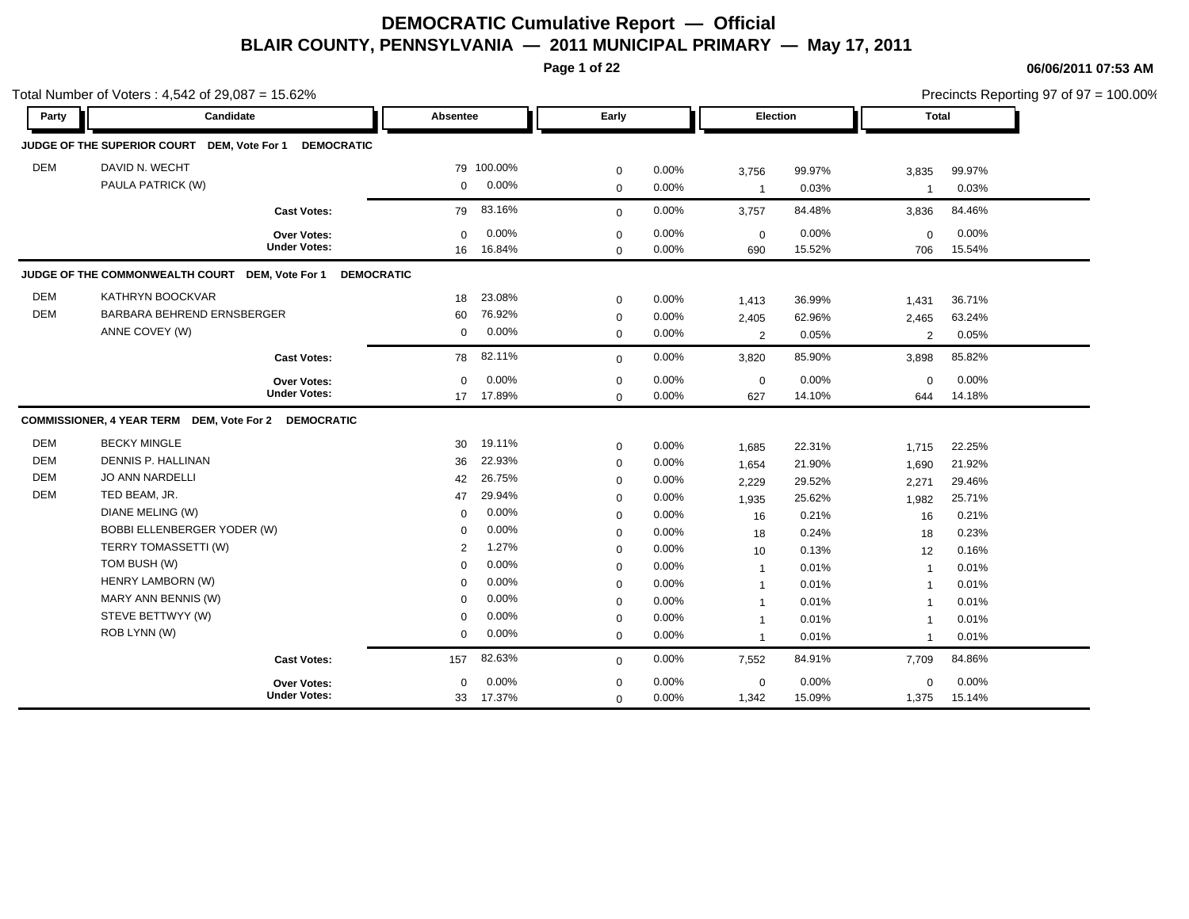# DEMOCRATIC Cumulative Report — Official

## BLAIR COUNTY, PENNSYLVANIA — 2011 MUNICIPAL PRIMARY — May 17, 2011

06/06/2011 07:53 AM

Total Number of Voters : 4,542 of 29,087 = 15.62%

Precincts Reporting 97 of 97 = 100.00%

| Party | Candidate | Absentee | | Early | | Election | | Total | |
|---|---|---|---|---|---|---|---|---|---|
| **JUDGE OF THE SUPERIOR COURT DEM, Vote For 1 DEMOCRATIC** | | | | | | | | | |
| DEM | DAVID N. WECHT | 79 | 100.00% | 0 | 0.00% | 3,756 | 99.97% | 3,835 | 99.97% |
| | PAULA PATRICK (W) | 0 | 0.00% | 0 | 0.00% | 1 | 0.03% | 1 | 0.03% |
| | **Cast Votes:** | 79 | 83.16% | 0 | 0.00% | 3,757 | 84.48% | 3,836 | 84.46% |
| | **Over Votes:** | 0 | 0.00% | 0 | 0.00% | 0 | 0.00% | 0 | 0.00% |
| | **Under Votes:** | 16 | 16.84% | 0 | 0.00% | 690 | 15.52% | 706 | 15.54% |
| **JUDGE OF THE COMMONWEALTH COURT DEM, Vote For 1 DEMOCRATIC** | | | | | | | | | |
| DEM | KATHRYN BOOCKVAR | 18 | 23.08% | 0 | 0.00% | 1,413 | 36.99% | 1,431 | 36.71% |
| DEM | BARBARA BEHREND ERNSBERGER | 60 | 76.92% | 0 | 0.00% | 2,405 | 62.96% | 2,465 | 63.24% |
| | ANNE COVEY (W) | 0 | 0.00% | 0 | 0.00% | 2 | 0.05% | 2 | 0.05% |
| | **Cast Votes:** | 78 | 82.11% | 0 | 0.00% | 3,820 | 85.90% | 3,898 | 85.82% |
| | **Over Votes:** | 0 | 0.00% | 0 | 0.00% | 0 | 0.00% | 0 | 0.00% |
| | **Under Votes:** | 17 | 17.89% | 0 | 0.00% | 627 | 14.10% | 644 | 14.18% |
| **COMMISSIONER, 4 YEAR TERM DEM, Vote For 2 DEMOCRATIC** | | | | | | | | | |
| DEM | BECKY MINGLE | 30 | 19.11% | 0 | 0.00% | 1,685 | 22.31% | 1,715 | 22.25% |
| DEM | DENNIS P. HALLINAN | 36 | 22.93% | 0 | 0.00% | 1,654 | 21.90% | 1,690 | 21.92% |
| DEM | JO ANN NARDELLI | 42 | 26.75% | 0 | 0.00% | 2,229 | 29.52% | 2,271 | 29.46% |
| DEM | TED BEAM, JR. | 47 | 29.94% | 0 | 0.00% | 1,935 | 25.62% | 1,982 | 25.71% |
| | DIANE MELING (W) | 0 | 0.00% | 0 | 0.00% | 16 | 0.21% | 16 | 0.21% |
| | BOBBI ELLENBERGER YODER (W) | 0 | 0.00% | 0 | 0.00% | 18 | 0.24% | 18 | 0.23% |
| | TERRY TOMASSETTI (W) | 2 | 1.27% | 0 | 0.00% | 10 | 0.13% | 12 | 0.16% |
| | TOM BUSH (W) | 0 | 0.00% | 0 | 0.00% | 1 | 0.01% | 1 | 0.01% |
| | HENRY LAMBORN (W) | 0 | 0.00% | 0 | 0.00% | 1 | 0.01% | 1 | 0.01% |
| | MARY ANN BENNIS (W) | 0 | 0.00% | 0 | 0.00% | 1 | 0.01% | 1 | 0.01% |
| | STEVE BETTWYY (W) | 0 | 0.00% | 0 | 0.00% | 1 | 0.01% | 1 | 0.01% |
| | ROB LYNN (W) | 0 | 0.00% | 0 | 0.00% | 1 | 0.01% | 1 | 0.01% |
| | **Cast Votes:** | 157 | 82.63% | 0 | 0.00% | 7,552 | 84.91% | 7,709 | 84.86% |
| | **Over Votes:** | 0 | 0.00% | 0 | 0.00% | 0 | 0.00% | 0 | 0.00% |
| | **Under Votes:** | 33 | 17.37% | 0 | 0.00% | 1,342 | 15.09% | 1,375 | 15.14% |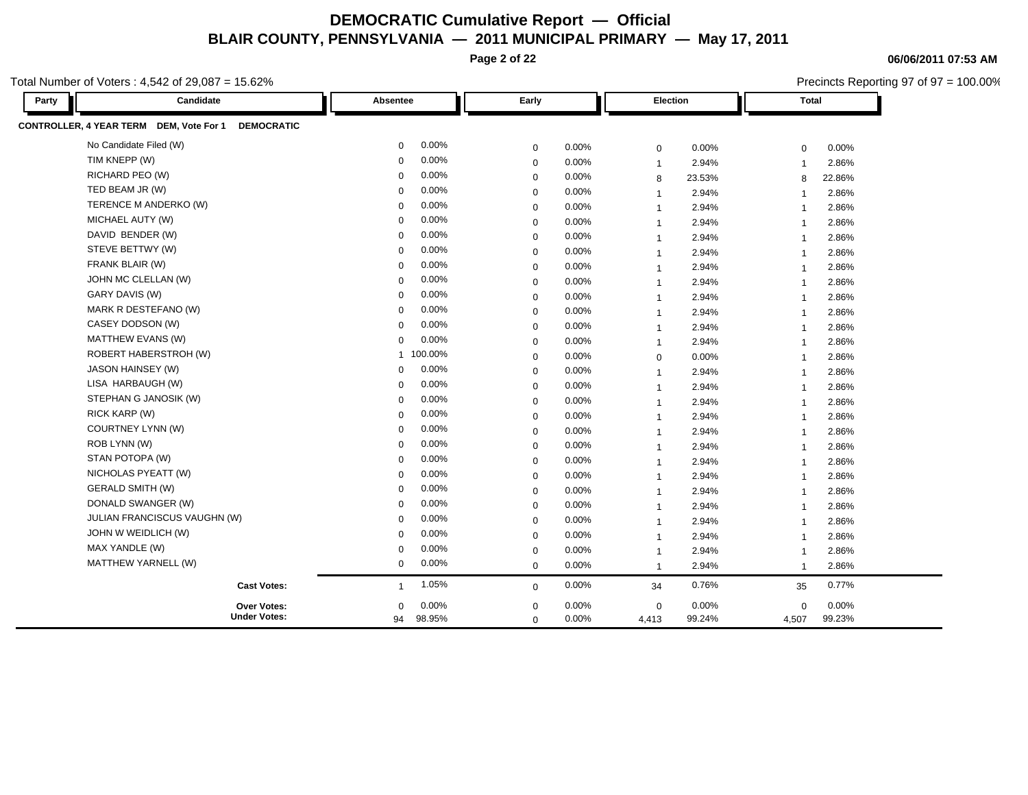# DEMOCRATIC Cumulative Report — Official

## BLAIR COUNTY, PENNSYLVANIA — 2011 MUNICIPAL PRIMARY — May 17, 2011

06/06/2011 07:53 AM

Total Number of Voters : 4,542 of 29,087 = 15.62%

Precincts Reporting 97 of 97 = 100.00%

| Party | Candidate | Absentee | | Early | | Election | | Total | |
|---|---|---|---|---|---|---|---|---|---|
| **CONTROLLER, 4 YEAR TERM DEM, Vote For 1** | **DEMOCRATIC** | | | | | | | | |
| | No Candidate Filed (W) | 0 | 0.00% | 0 | 0.00% | 0 | 0.00% | 0 | 0.00% |
| | TIM KNEPP (W) | 0 | 0.00% | 0 | 0.00% | 1 | 2.94% | 1 | 2.86% |
| | RICHARD PEO (W) | 0 | 0.00% | 0 | 0.00% | 8 | 23.53% | 8 | 22.86% |
| | TED BEAM JR (W) | 0 | 0.00% | 0 | 0.00% | 1 | 2.94% | 1 | 2.86% |
| | TERENCE M ANDERKO (W) | 0 | 0.00% | 0 | 0.00% | 1 | 2.94% | 1 | 2.86% |
| | MICHAEL AUTY (W) | 0 | 0.00% | 0 | 0.00% | 1 | 2.94% | 1 | 2.86% |
| | DAVID BENDER (W) | 0 | 0.00% | 0 | 0.00% | 1 | 2.94% | 1 | 2.86% |
| | STEVE BETTWY (W) | 0 | 0.00% | 0 | 0.00% | 1 | 2.94% | 1 | 2.86% |
| | FRANK BLAIR (W) | 0 | 0.00% | 0 | 0.00% | 1 | 2.94% | 1 | 2.86% |
| | JOHN MC CLELLAN (W) | 0 | 0.00% | 0 | 0.00% | 1 | 2.94% | 1 | 2.86% |
| | GARY DAVIS (W) | 0 | 0.00% | 0 | 0.00% | 1 | 2.94% | 1 | 2.86% |
| | MARK R DESTEFANO (W) | 0 | 0.00% | 0 | 0.00% | 1 | 2.94% | 1 | 2.86% |
| | CASEY DODSON (W) | 0 | 0.00% | 0 | 0.00% | 1 | 2.94% | 1 | 2.86% |
| | MATTHEW EVANS (W) | 0 | 0.00% | 0 | 0.00% | 1 | 2.94% | 1 | 2.86% |
| | ROBERT HABERSTROH (W) | 1 | 100.00% | 0 | 0.00% | 0 | 0.00% | 1 | 2.86% |
| | JASON HAINSEY (W) | 0 | 0.00% | 0 | 0.00% | 1 | 2.94% | 1 | 2.86% |
| | LISA HARBAUGH (W) | 0 | 0.00% | 0 | 0.00% | 1 | 2.94% | 1 | 2.86% |
| | STEPHAN G JANOSIK (W) | 0 | 0.00% | 0 | 0.00% | 1 | 2.94% | 1 | 2.86% |
| | RICK KARP (W) | 0 | 0.00% | 0 | 0.00% | 1 | 2.94% | 1 | 2.86% |
| | COURTNEY LYNN (W) | 0 | 0.00% | 0 | 0.00% | 1 | 2.94% | 1 | 2.86% |
| | ROB LYNN (W) | 0 | 0.00% | 0 | 0.00% | 1 | 2.94% | 1 | 2.86% |
| | STAN POTOPA (W) | 0 | 0.00% | 0 | 0.00% | 1 | 2.94% | 1 | 2.86% |
| | NICHOLAS PYEATT (W) | 0 | 0.00% | 0 | 0.00% | 1 | 2.94% | 1 | 2.86% |
| | GERALD SMITH (W) | 0 | 0.00% | 0 | 0.00% | 1 | 2.94% | 1 | 2.86% |
| | DONALD SWANGER (W) | 0 | 0.00% | 0 | 0.00% | 1 | 2.94% | 1 | 2.86% |
| | JULIAN FRANCISCUS VAUGHN (W) | 0 | 0.00% | 0 | 0.00% | 1 | 2.94% | 1 | 2.86% |
| | JOHN W WEIDLICH (W) | 0 | 0.00% | 0 | 0.00% | 1 | 2.94% | 1 | 2.86% |
| | MAX YANDLE (W) | 0 | 0.00% | 0 | 0.00% | 1 | 2.94% | 1 | 2.86% |
| | MATTHEW YARNELL (W) | 0 | 0.00% | 0 | 0.00% | 1 | 2.94% | 1 | 2.86% |
| | **Cast Votes:** | 1 | 1.05% | 0 | 0.00% | 34 | 0.76% | 35 | 0.77% |
| | **Over Votes:** | 0 | 0.00% | 0 | 0.00% | 0 | 0.00% | 0 | 0.00% |
| | **Under Votes:** | 94 | 98.95% | 0 | 0.00% | 4,413 | 99.24% | 4,507 | 99.23% |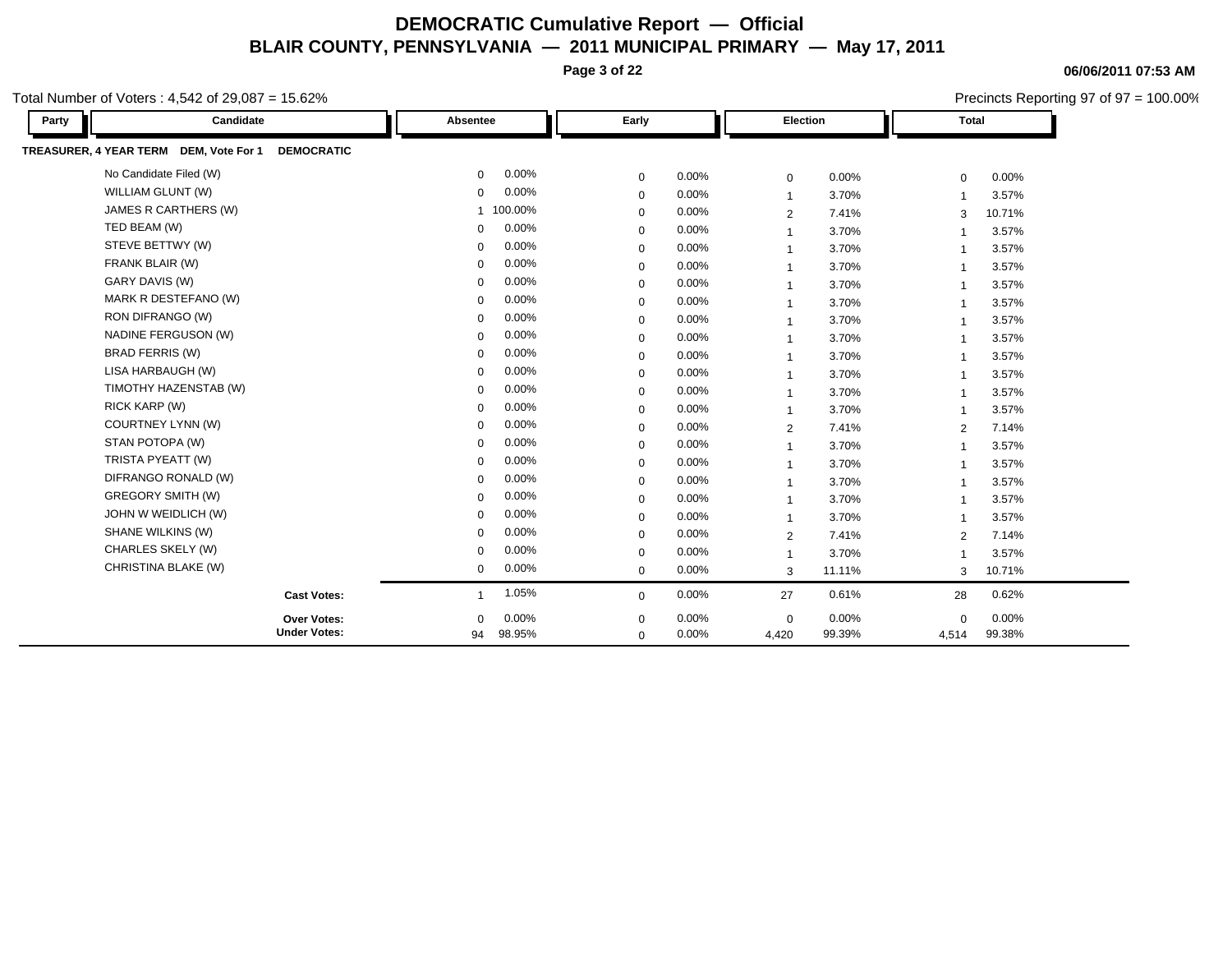# DEMOCRATIC Cumulative Report — Official

## BLAIR COUNTY, PENNSYLVANIA — 2011 MUNICIPAL PRIMARY — May 17, 2011

06/06/2011 07:53 AM

Total Number of Voters : 4,542 of 29,087 = 15.62%

Precincts Reporting 97 of 97 = 100.00%

| Party | Candidate | Absentee | | Early | | Election | | Total | |
|---|---|---|---|---|---|---|---|---|---|
| **TREASURER, 4 YEAR TERM DEM, Vote For 1 DEMOCRATIC** | | | | | | | | | |
| | No Candidate Filed (W) | 0 | 0.00% | 0 | 0.00% | 0 | 0.00% | 0 | 0.00% |
| | WILLIAM GLUNT (W) | 0 | 0.00% | 0 | 0.00% | 1 | 3.70% | 1 | 3.57% |
| | JAMES R CARTHERS (W) | 1 | 100.00% | 0 | 0.00% | 2 | 7.41% | 3 | 10.71% |
| | TED BEAM (W) | 0 | 0.00% | 0 | 0.00% | 1 | 3.70% | 1 | 3.57% |
| | STEVE BETTWY (W) | 0 | 0.00% | 0 | 0.00% | 1 | 3.70% | 1 | 3.57% |
| | FRANK BLAIR (W) | 0 | 0.00% | 0 | 0.00% | 1 | 3.70% | 1 | 3.57% |
| | GARY DAVIS (W) | 0 | 0.00% | 0 | 0.00% | 1 | 3.70% | 1 | 3.57% |
| | MARK R DESTEFANO (W) | 0 | 0.00% | 0 | 0.00% | 1 | 3.70% | 1 | 3.57% |
| | RON DIFRANGO (W) | 0 | 0.00% | 0 | 0.00% | 1 | 3.70% | 1 | 3.57% |
| | NADINE FERGUSON (W) | 0 | 0.00% | 0 | 0.00% | 1 | 3.70% | 1 | 3.57% |
| | BRAD FERRIS (W) | 0 | 0.00% | 0 | 0.00% | 1 | 3.70% | 1 | 3.57% |
| | LISA HARBAUGH (W) | 0 | 0.00% | 0 | 0.00% | 1 | 3.70% | 1 | 3.57% |
| | TIMOTHY HAZENSTAB (W) | 0 | 0.00% | 0 | 0.00% | 1 | 3.70% | 1 | 3.57% |
| | RICK KARP (W) | 0 | 0.00% | 0 | 0.00% | 1 | 3.70% | 1 | 3.57% |
| | COURTNEY LYNN (W) | 0 | 0.00% | 0 | 0.00% | 2 | 7.41% | 2 | 7.14% |
| | STAN POTOPA (W) | 0 | 0.00% | 0 | 0.00% | 1 | 3.70% | 1 | 3.57% |
| | TRISTA PYEATT (W) | 0 | 0.00% | 0 | 0.00% | 1 | 3.70% | 1 | 3.57% |
| | DIFRANGO RONALD (W) | 0 | 0.00% | 0 | 0.00% | 1 | 3.70% | 1 | 3.57% |
| | GREGORY SMITH (W) | 0 | 0.00% | 0 | 0.00% | 1 | 3.70% | 1 | 3.57% |
| | JOHN W WEIDLICH (W) | 0 | 0.00% | 0 | 0.00% | 1 | 3.70% | 1 | 3.57% |
| | SHANE WILKINS (W) | 0 | 0.00% | 0 | 0.00% | 2 | 7.41% | 2 | 7.14% |
| | CHARLES SKELY (W) | 0 | 0.00% | 0 | 0.00% | 1 | 3.70% | 1 | 3.57% |
| | CHRISTINA BLAKE (W) | 0 | 0.00% | 0 | 0.00% | 3 | 11.11% | 3 | 10.71% |
| | **Cast Votes:** | 1 | 1.05% | 0 | 0.00% | 27 | 0.61% | 28 | 0.62% |
| | **Over Votes:** | 0 | 0.00% | 0 | 0.00% | 0 | 0.00% | 0 | 0.00% |
| | **Under Votes:** | 94 | 98.95% | 0 | 0.00% | 4,420 | 99.39% | 4,514 | 99.38% |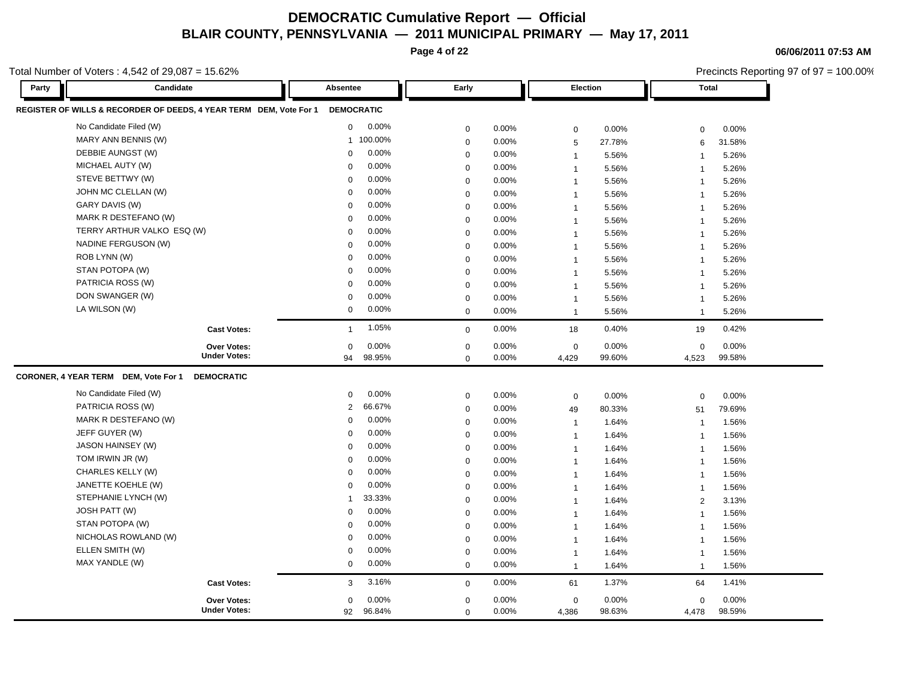# DEMOCRATIC Cumulative Report — Official

## BLAIR COUNTY, PENNSYLVANIA — 2011 MUNICIPAL PRIMARY — May 17, 2011

06/06/2011 07:53 AM

Total Number of Voters : 4,542 of 29,087 = 15.62%

Precincts Reporting 97 of 97 = 100.00%

### REGISTER OF WILLS & RECORDER OF DEEDS, 4 YEAR TERM DEM, Vote For 1 DEMOCRATIC

| Party | Candidate | Absentee | | Early | | Election | | Total | |
|---|---|---|---|---|---|---|---|---|---|
| | No Candidate Filed (W) | 0 | 0.00% | 0 | 0.00% | 0 | 0.00% | 0 | 0.00% |
| | MARY ANN BENNIS (W) | 1 | 100.00% | 0 | 0.00% | 5 | 27.78% | 6 | 31.58% |
| | DEBBIE AUNGST (W) | 0 | 0.00% | 0 | 0.00% | 1 | 5.56% | 1 | 5.26% |
| | MICHAEL AUTY (W) | 0 | 0.00% | 0 | 0.00% | 1 | 5.56% | 1 | 5.26% |
| | STEVE BETTWY (W) | 0 | 0.00% | 0 | 0.00% | 1 | 5.56% | 1 | 5.26% |
| | JOHN MC CLELLAN (W) | 0 | 0.00% | 0 | 0.00% | 1 | 5.56% | 1 | 5.26% |
| | GARY DAVIS (W) | 0 | 0.00% | 0 | 0.00% | 1 | 5.56% | 1 | 5.26% |
| | MARK R DESTEFANO (W) | 0 | 0.00% | 0 | 0.00% | 1 | 5.56% | 1 | 5.26% |
| | TERRY ARTHUR VALKO ESQ (W) | 0 | 0.00% | 0 | 0.00% | 1 | 5.56% | 1 | 5.26% |
| | NADINE FERGUSON (W) | 0 | 0.00% | 0 | 0.00% | 1 | 5.56% | 1 | 5.26% |
| | ROB LYNN (W) | 0 | 0.00% | 0 | 0.00% | 1 | 5.56% | 1 | 5.26% |
| | STAN POTOPA (W) | 0 | 0.00% | 0 | 0.00% | 1 | 5.56% | 1 | 5.26% |
| | PATRICIA ROSS (W) | 0 | 0.00% | 0 | 0.00% | 1 | 5.56% | 1 | 5.26% |
| | DON SWANGER (W) | 0 | 0.00% | 0 | 0.00% | 1 | 5.56% | 1 | 5.26% |
| | LA WILSON (W) | 0 | 0.00% | 0 | 0.00% | 1 | 5.56% | 1 | 5.26% |
| | Cast Votes: | 1 | 1.05% | 0 | 0.00% | 18 | 0.40% | 19 | 0.42% |
| | Over Votes: | 0 | 0.00% | 0 | 0.00% | 0 | 0.00% | 0 | 0.00% |
| | Under Votes: | 94 | 98.95% | 0 | 0.00% | 4,429 | 99.60% | 4,523 | 99.58% |

### CORONER, 4 YEAR TERM DEM, Vote For 1 DEMOCRATIC

| Party | Candidate | Absentee | | Early | | Election | | Total | |
|---|---|---|---|---|---|---|---|---|---|
| | No Candidate Filed (W) | 0 | 0.00% | 0 | 0.00% | 0 | 0.00% | 0 | 0.00% |
| | PATRICIA ROSS (W) | 2 | 66.67% | 0 | 0.00% | 49 | 80.33% | 51 | 79.69% |
| | MARK R DESTEFANO (W) | 0 | 0.00% | 0 | 0.00% | 1 | 1.64% | 1 | 1.56% |
| | JEFF GUYER (W) | 0 | 0.00% | 0 | 0.00% | 1 | 1.64% | 1 | 1.56% |
| | JASON HAINSEY (W) | 0 | 0.00% | 0 | 0.00% | 1 | 1.64% | 1 | 1.56% |
| | TOM IRWIN JR (W) | 0 | 0.00% | 0 | 0.00% | 1 | 1.64% | 1 | 1.56% |
| | CHARLES KELLY (W) | 0 | 0.00% | 0 | 0.00% | 1 | 1.64% | 1 | 1.56% |
| | JANETTE KOEHLE (W) | 0 | 0.00% | 0 | 0.00% | 1 | 1.64% | 1 | 1.56% |
| | STEPHANIE LYNCH (W) | 1 | 33.33% | 0 | 0.00% | 1 | 1.64% | 2 | 3.13% |
| | JOSH PATT (W) | 0 | 0.00% | 0 | 0.00% | 1 | 1.64% | 1 | 1.56% |
| | STAN POTOPA (W) | 0 | 0.00% | 0 | 0.00% | 1 | 1.64% | 1 | 1.56% |
| | NICHOLAS ROWLAND (W) | 0 | 0.00% | 0 | 0.00% | 1 | 1.64% | 1 | 1.56% |
| | ELLEN SMITH (W) | 0 | 0.00% | 0 | 0.00% | 1 | 1.64% | 1 | 1.56% |
| | MAX YANDLE (W) | 0 | 0.00% | 0 | 0.00% | 1 | 1.64% | 1 | 1.56% |
| | Cast Votes: | 3 | 3.16% | 0 | 0.00% | 61 | 1.37% | 64 | 1.41% |
| | Over Votes: | 0 | 0.00% | 0 | 0.00% | 0 | 0.00% | 0 | 0.00% |
| | Under Votes: | 92 | 96.84% | 0 | 0.00% | 4,386 | 98.63% | 4,478 | 98.59% |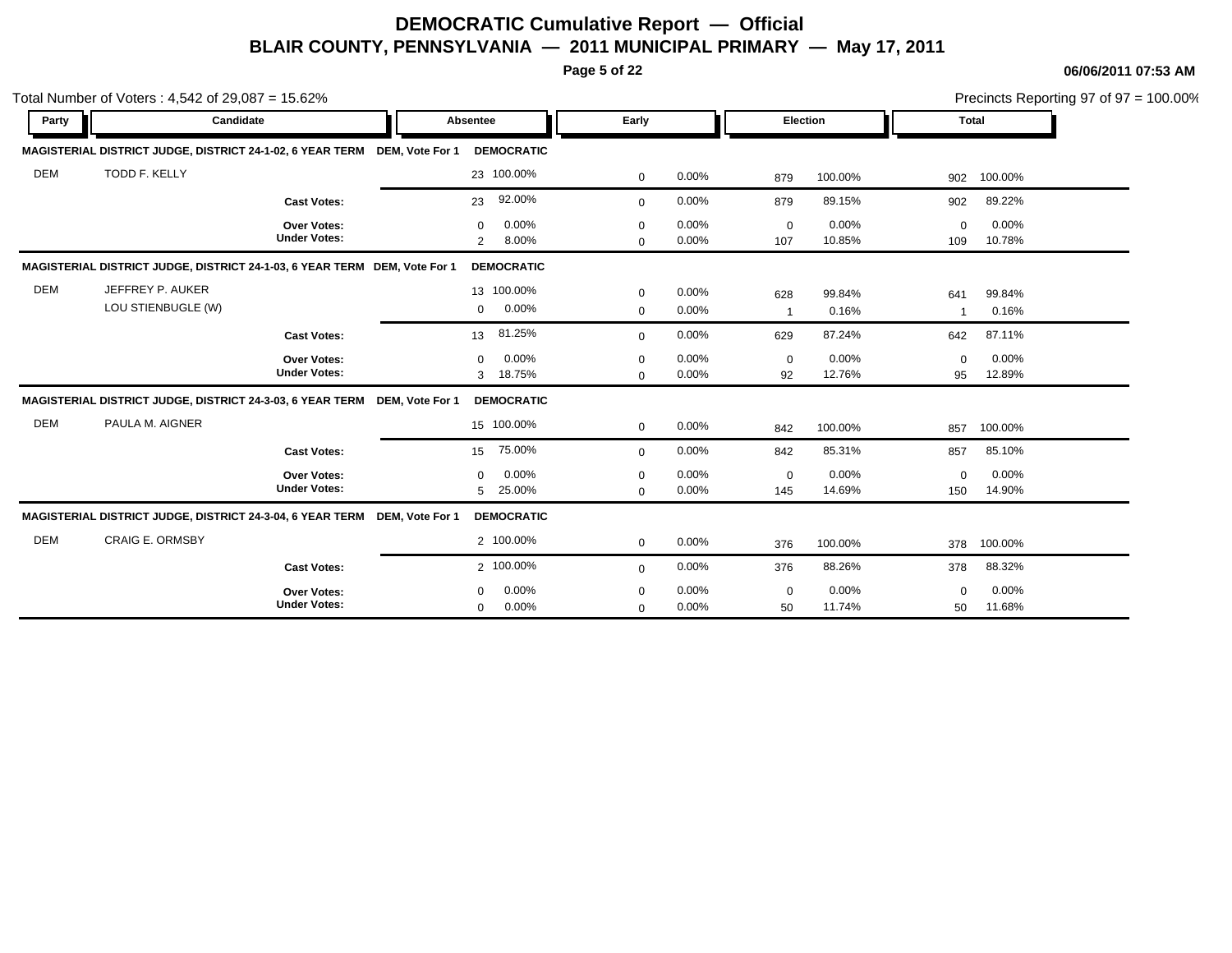# DEMOCRATIC Cumulative Report — Official

## BLAIR COUNTY, PENNSYLVANIA — 2011 MUNICIPAL PRIMARY — May 17, 2011

06/06/2011 07:53 AM

Total Number of Voters : 4,542 of 29,087 = 15.62%

Precincts Reporting 97 of 97 = 100.00%

| Party | Candidate | Absentee | | Early | | Election | | Total | |
|---|---|---|---|---|---|---|---|---|---|
| **MAGISTERIAL DISTRICT JUDGE, DISTRICT 24-1-02, 6 YEAR TERM** | **DEM, Vote For 1** | **DEMOCRATIC** | | | | | | | |
| DEM | TODD F. KELLY | 23 | 100.00% | 0 | 0.00% | 879 | 100.00% | 902 | 100.00% |
| | **Cast Votes:** | 23 | 92.00% | 0 | 0.00% | 879 | 89.15% | 902 | 89.22% |
| | **Over Votes:** | 0 | 0.00% | 0 | 0.00% | 0 | 0.00% | 0 | 0.00% |
| | **Under Votes:** | 2 | 8.00% | 0 | 0.00% | 107 | 10.85% | 109 | 10.78% |
| **MAGISTERIAL DISTRICT JUDGE, DISTRICT 24-1-03, 6 YEAR TERM** | **DEM, Vote For 1** | **DEMOCRATIC** | | | | | | | |
| DEM | JEFFREY P. AUKER | 13 | 100.00% | 0 | 0.00% | 628 | 99.84% | 641 | 99.84% |
| | LOU STIENBUGLE (W) | 0 | 0.00% | 0 | 0.00% | 1 | 0.16% | 1 | 0.16% |
| | **Cast Votes:** | 13 | 81.25% | 0 | 0.00% | 629 | 87.24% | 642 | 87.11% |
| | **Over Votes:** | 0 | 0.00% | 0 | 0.00% | 0 | 0.00% | 0 | 0.00% |
| | **Under Votes:** | 3 | 18.75% | 0 | 0.00% | 92 | 12.76% | 95 | 12.89% |
| **MAGISTERIAL DISTRICT JUDGE, DISTRICT 24-3-03, 6 YEAR TERM** | **DEM, Vote For 1** | **DEMOCRATIC** | | | | | | | |
| DEM | PAULA M. AIGNER | 15 | 100.00% | 0 | 0.00% | 842 | 100.00% | 857 | 100.00% |
| | **Cast Votes:** | 15 | 75.00% | 0 | 0.00% | 842 | 85.31% | 857 | 85.10% |
| | **Over Votes:** | 0 | 0.00% | 0 | 0.00% | 0 | 0.00% | 0 | 0.00% |
| | **Under Votes:** | 5 | 25.00% | 0 | 0.00% | 145 | 14.69% | 150 | 14.90% |
| **MAGISTERIAL DISTRICT JUDGE, DISTRICT 24-3-04, 6 YEAR TERM** | **DEM, Vote For 1** | **DEMOCRATIC** | | | | | | | |
| DEM | CRAIG E. ORMSBY | 2 | 100.00% | 0 | 0.00% | 376 | 100.00% | 378 | 100.00% |
| | **Cast Votes:** | 2 | 100.00% | 0 | 0.00% | 376 | 88.26% | 378 | 88.32% |
| | **Over Votes:** | 0 | 0.00% | 0 | 0.00% | 0 | 0.00% | 0 | 0.00% |
| | **Under Votes:** | 0 | 0.00% | 0 | 0.00% | 50 | 11.74% | 50 | 11.68% |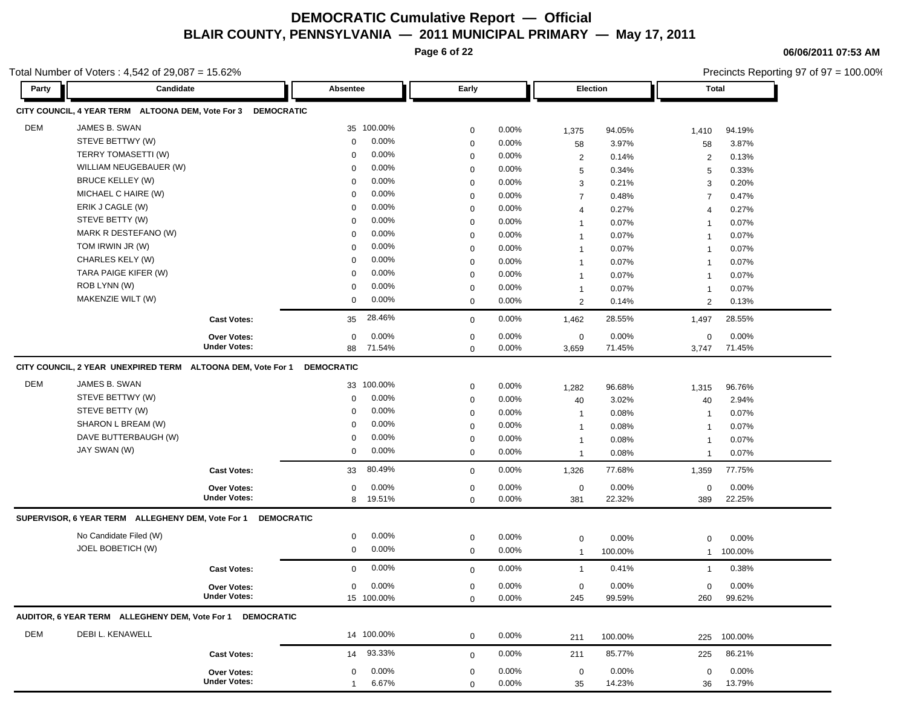# DEMOCRATIC Cumulative Report — Official

## BLAIR COUNTY, PENNSYLVANIA — 2011 MUNICIPAL PRIMARY — May 17, 2011

06/06/2011 07:53 AM

Total Number of Voters : 4,542 of 29,087 = 15.62%

Precincts Reporting 97 of 97 = 100.00%

### CITY COUNCIL, 4 YEAR TERM ALTOONA DEM, Vote For 3 DEMOCRATIC

| Party | Candidate | Absentee | | Early | | Election | | Total | |
|---|---|---|---|---|---|---|---|---|---|
| DEM | JAMES B. SWAN | 35 | 100.00% | 0 | 0.00% | 1,375 | 94.05% | 1,410 | 94.19% |
| | STEVE BETTWY (W) | 0 | 0.00% | 0 | 0.00% | 58 | 3.97% | 58 | 3.87% |
| | TERRY TOMASETTI (W) | 0 | 0.00% | 0 | 0.00% | 2 | 0.14% | 2 | 0.13% |
| | WILLIAM NEUGEBAUER (W) | 0 | 0.00% | 0 | 0.00% | 5 | 0.34% | 5 | 0.33% |
| | BRUCE KELLEY (W) | 0 | 0.00% | 0 | 0.00% | 3 | 0.21% | 3 | 0.20% |
| | MICHAEL C HAIRE (W) | 0 | 0.00% | 0 | 0.00% | 7 | 0.48% | 7 | 0.47% |
| | ERIK J CAGLE (W) | 0 | 0.00% | 0 | 0.00% | 4 | 0.27% | 4 | 0.27% |
| | STEVE BETTY (W) | 0 | 0.00% | 0 | 0.00% | 1 | 0.07% | 1 | 0.07% |
| | MARK R DESTEFANO (W) | 0 | 0.00% | 0 | 0.00% | 1 | 0.07% | 1 | 0.07% |
| | TOM IRWIN JR (W) | 0 | 0.00% | 0 | 0.00% | 1 | 0.07% | 1 | 0.07% |
| | CHARLES KELY (W) | 0 | 0.00% | 0 | 0.00% | 1 | 0.07% | 1 | 0.07% |
| | TARA PAIGE KIFER (W) | 0 | 0.00% | 0 | 0.00% | 1 | 0.07% | 1 | 0.07% |
| | ROB LYNN (W) | 0 | 0.00% | 0 | 0.00% | 1 | 0.07% | 1 | 0.07% |
| | MAKENZIE WILT (W) | 0 | 0.00% | 0 | 0.00% | 2 | 0.14% | 2 | 0.13% |
| | **Cast Votes:** | 35 | 28.46% | 0 | 0.00% | 1,462 | 28.55% | 1,497 | 28.55% |
| | **Over Votes:** | 0 | 0.00% | 0 | 0.00% | 0 | 0.00% | 0 | 0.00% |
| | **Under Votes:** | 88 | 71.54% | 0 | 0.00% | 3,659 | 71.45% | 3,747 | 71.45% |

### CITY COUNCIL, 2 YEAR UNEXPIRED TERM ALTOONA DEM, Vote For 1 DEMOCRATIC

| Party | Candidate | Absentee | | Early | | Election | | Total | |
|---|---|---|---|---|---|---|---|---|---|
| DEM | JAMES B. SWAN | 33 | 100.00% | 0 | 0.00% | 1,282 | 96.68% | 1,315 | 96.76% |
| | STEVE BETTWY (W) | 0 | 0.00% | 0 | 0.00% | 40 | 3.02% | 40 | 2.94% |
| | STEVE BETTY (W) | 0 | 0.00% | 0 | 0.00% | 1 | 0.08% | 1 | 0.07% |
| | SHARON L BREAM (W) | 0 | 0.00% | 0 | 0.00% | 1 | 0.08% | 1 | 0.07% |
| | DAVE BUTTERBAUGH (W) | 0 | 0.00% | 0 | 0.00% | 1 | 0.08% | 1 | 0.07% |
| | JAY SWAN (W) | 0 | 0.00% | 0 | 0.00% | 1 | 0.08% | 1 | 0.07% |
| | **Cast Votes:** | 33 | 80.49% | 0 | 0.00% | 1,326 | 77.68% | 1,359 | 77.75% |
| | **Over Votes:** | 0 | 0.00% | 0 | 0.00% | 0 | 0.00% | 0 | 0.00% |
| | **Under Votes:** | 8 | 19.51% | 0 | 0.00% | 381 | 22.32% | 389 | 22.25% |

### SUPERVISOR, 6 YEAR TERM ALLEGHENY DEM, Vote For 1 DEMOCRATIC

| Party | Candidate | Absentee | | Early | | Election | | Total | |
|---|---|---|---|---|---|---|---|---|---|
| | No Candidate Filed (W) | 0 | 0.00% | 0 | 0.00% | 0 | 0.00% | 0 | 0.00% |
| | JOEL BOBETICH (W) | 0 | 0.00% | 0 | 0.00% | 1 | 100.00% | 1 | 100.00% |
| | **Cast Votes:** | 0 | 0.00% | 0 | 0.00% | 1 | 0.41% | 1 | 0.38% |
| | **Over Votes:** | 0 | 0.00% | 0 | 0.00% | 0 | 0.00% | 0 | 0.00% |
| | **Under Votes:** | 15 | 100.00% | 0 | 0.00% | 245 | 99.59% | 260 | 99.62% |

### AUDITOR, 6 YEAR TERM ALLEGHENY DEM, Vote For 1 DEMOCRATIC

| Party | Candidate | Absentee | | Early | | Election | | Total | |
|---|---|---|---|---|---|---|---|---|---|
| DEM | DEBI L. KENAWELL | 14 | 100.00% | 0 | 0.00% | 211 | 100.00% | 225 | 100.00% |
| | **Cast Votes:** | 14 | 93.33% | 0 | 0.00% | 211 | 85.77% | 225 | 86.21% |
| | **Over Votes:** | 0 | 0.00% | 0 | 0.00% | 0 | 0.00% | 0 | 0.00% |
| | **Under Votes:** | 1 | 6.67% | 0 | 0.00% | 35 | 14.23% | 36 | 13.79% |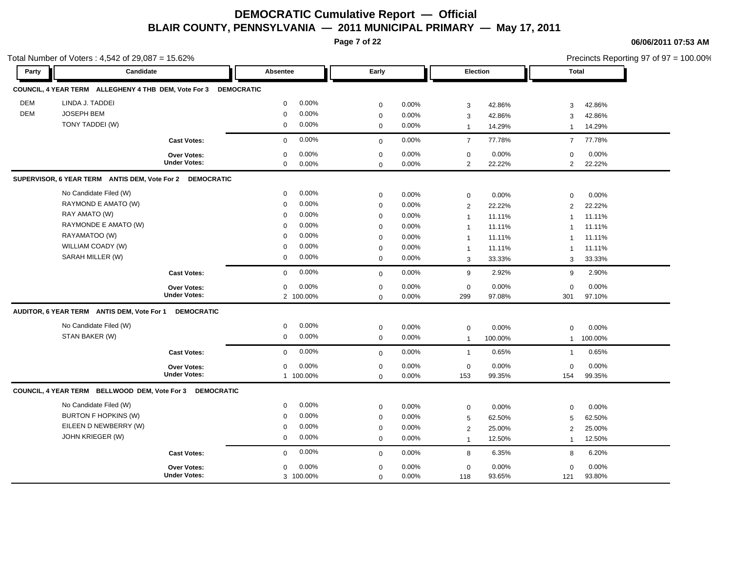# DEMOCRATIC Cumulative Report — Official

## BLAIR COUNTY, PENNSYLVANIA — 2011 MUNICIPAL PRIMARY — May 17, 2011

06/06/2011 07:53 AM

Total Number of Voters : 4,542 of 29,087 = 15.62%

Precincts Reporting 97 of 97 = 100.00%

| Party | Candidate | Absentee | | Early | | Election | | Total | |
|---|---|---|---|---|---|---|---|---|---|
| **COUNCIL, 4 YEAR TERM ALLEGHENY 4 THB DEM, Vote For 3 DEMOCRATIC** | | | | | | | | | |
| DEM | LINDA J. TADDEI | 0 | 0.00% | 0 | 0.00% | 3 | 42.86% | 3 | 42.86% |
| DEM | JOSEPH BEM | 0 | 0.00% | 0 | 0.00% | 3 | 42.86% | 3 | 42.86% |
| | TONY TADDEI (W) | 0 | 0.00% | 0 | 0.00% | 1 | 14.29% | 1 | 14.29% |
| | **Cast Votes:** | 0 | 0.00% | 0 | 0.00% | 7 | 77.78% | 7 | 77.78% |
| | **Over Votes:** | 0 | 0.00% | 0 | 0.00% | 0 | 0.00% | 0 | 0.00% |
| | **Under Votes:** | 0 | 0.00% | 0 | 0.00% | 2 | 22.22% | 2 | 22.22% |
| **SUPERVISOR, 6 YEAR TERM ANTIS DEM, Vote For 2 DEMOCRATIC** | | | | | | | | | |
| | No Candidate Filed (W) | 0 | 0.00% | 0 | 0.00% | 0 | 0.00% | 0 | 0.00% |
| | RAYMOND E AMATO (W) | 0 | 0.00% | 0 | 0.00% | 2 | 22.22% | 2 | 22.22% |
| | RAY AMATO (W) | 0 | 0.00% | 0 | 0.00% | 1 | 11.11% | 1 | 11.11% |
| | RAYMONDE E AMATO (W) | 0 | 0.00% | 0 | 0.00% | 1 | 11.11% | 1 | 11.11% |
| | RAYAMATOO (W) | 0 | 0.00% | 0 | 0.00% | 1 | 11.11% | 1 | 11.11% |
| | WILLIAM COADY (W) | 0 | 0.00% | 0 | 0.00% | 1 | 11.11% | 1 | 11.11% |
| | SARAH MILLER (W) | 0 | 0.00% | 0 | 0.00% | 3 | 33.33% | 3 | 33.33% |
| | **Cast Votes:** | 0 | 0.00% | 0 | 0.00% | 9 | 2.92% | 9 | 2.90% |
| | **Over Votes:** | 0 | 0.00% | 0 | 0.00% | 0 | 0.00% | 0 | 0.00% |
| | **Under Votes:** | 2 | 100.00% | 0 | 0.00% | 299 | 97.08% | 301 | 97.10% |
| **AUDITOR, 6 YEAR TERM ANTIS DEM, Vote For 1 DEMOCRATIC** | | | | | | | | | |
| | No Candidate Filed (W) | 0 | 0.00% | 0 | 0.00% | 0 | 0.00% | 0 | 0.00% |
| | STAN BAKER (W) | 0 | 0.00% | 0 | 0.00% | 1 | 100.00% | 1 | 100.00% |
| | **Cast Votes:** | 0 | 0.00% | 0 | 0.00% | 1 | 0.65% | 1 | 0.65% |
| | **Over Votes:** | 0 | 0.00% | 0 | 0.00% | 0 | 0.00% | 0 | 0.00% |
| | **Under Votes:** | 1 | 100.00% | 0 | 0.00% | 153 | 99.35% | 154 | 99.35% |
| **COUNCIL, 4 YEAR TERM BELLWOOD DEM, Vote For 3 DEMOCRATIC** | | | | | | | | | |
| | No Candidate Filed (W) | 0 | 0.00% | 0 | 0.00% | 0 | 0.00% | 0 | 0.00% |
| | BURTON F HOPKINS (W) | 0 | 0.00% | 0 | 0.00% | 5 | 62.50% | 5 | 62.50% |
| | EILEEN D NEWBERRY (W) | 0 | 0.00% | 0 | 0.00% | 2 | 25.00% | 2 | 25.00% |
| | JOHN KRIEGER (W) | 0 | 0.00% | 0 | 0.00% | 1 | 12.50% | 1 | 12.50% |
| | **Cast Votes:** | 0 | 0.00% | 0 | 0.00% | 8 | 6.35% | 8 | 6.20% |
| | **Over Votes:** | 0 | 0.00% | 0 | 0.00% | 0 | 0.00% | 0 | 0.00% |
| | **Under Votes:** | 3 | 100.00% | 0 | 0.00% | 118 | 93.65% | 121 | 93.80% |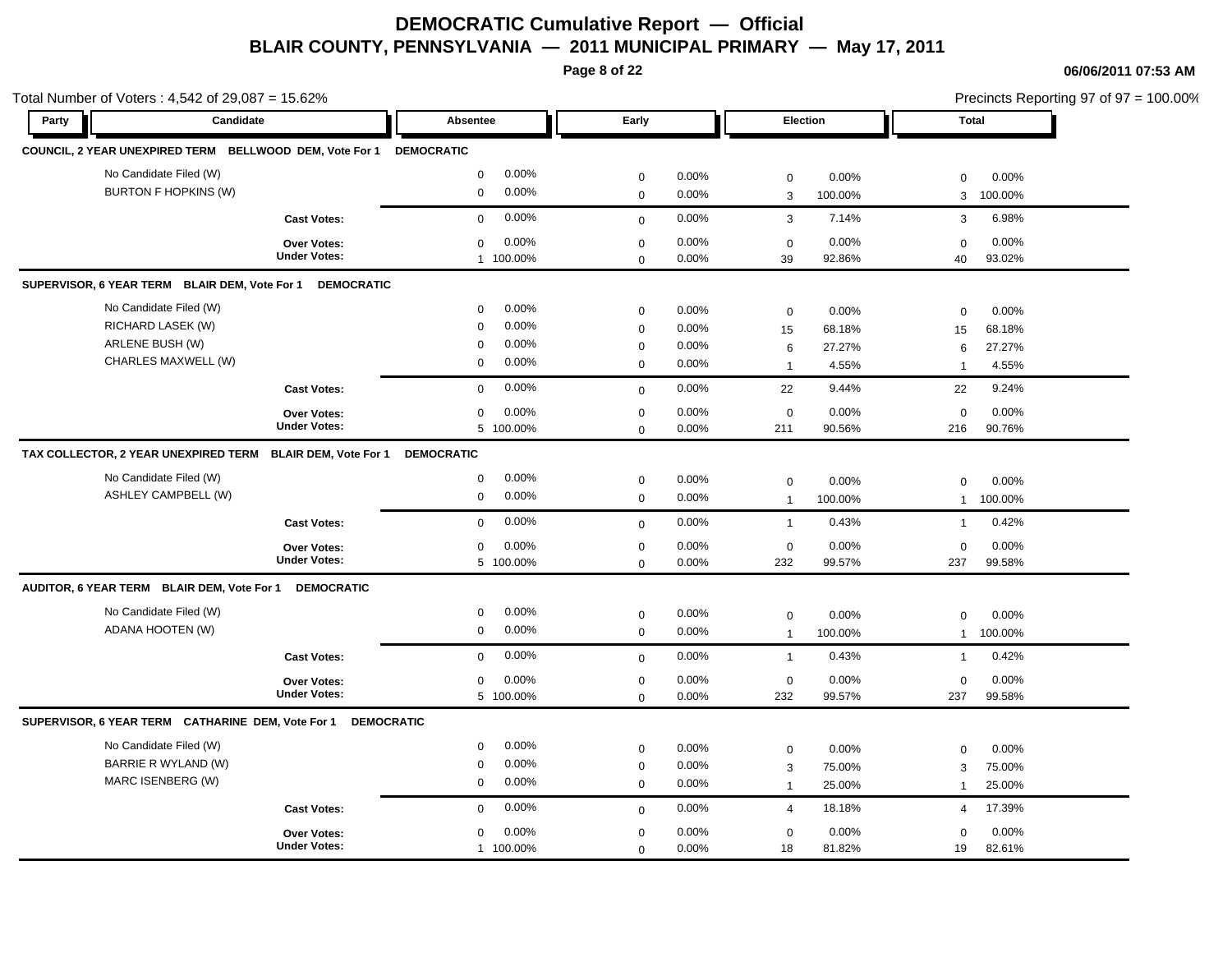# DEMOCRATIC Cumulative Report — Official

## BLAIR COUNTY, PENNSYLVANIA — 2011 MUNICIPAL PRIMARY — May 17, 2011

06/06/2011 07:53 AM

Total Number of Voters : 4,542 of 29,087 = 15.62%

Precincts Reporting 97 of 97 = 100.00%

| Party | Candidate | Absentee | | Early | | Election | | Total | |
|---|---|---|---|---|---|---|---|---|---|
| **COUNCIL, 2 YEAR UNEXPIRED TERM BELLWOOD DEM, Vote For 1** | **DEMOCRATIC** | | | | | | | | |
| | No Candidate Filed (W) | 0 | 0.00% | 0 | 0.00% | 0 | 0.00% | 0 | 0.00% |
| | BURTON F HOPKINS (W) | 0 | 0.00% | 0 | 0.00% | 3 | 100.00% | 3 | 100.00% |
| | **Cast Votes:** | 0 | 0.00% | 0 | 0.00% | 3 | 7.14% | 3 | 6.98% |
| | **Over Votes:** | 0 | 0.00% | 0 | 0.00% | 0 | 0.00% | 0 | 0.00% |
| | **Under Votes:** | 1 | 100.00% | 0 | 0.00% | 39 | 92.86% | 40 | 93.02% |
| **SUPERVISOR, 6 YEAR TERM BLAIR DEM, Vote For 1** | **DEMOCRATIC** | | | | | | | | |
| | No Candidate Filed (W) | 0 | 0.00% | 0 | 0.00% | 0 | 0.00% | 0 | 0.00% |
| | RICHARD LASEK (W) | 0 | 0.00% | 0 | 0.00% | 15 | 68.18% | 15 | 68.18% |
| | ARLENE BUSH (W) | 0 | 0.00% | 0 | 0.00% | 6 | 27.27% | 6 | 27.27% |
| | CHARLES MAXWELL (W) | 0 | 0.00% | 0 | 0.00% | 1 | 4.55% | 1 | 4.55% |
| | **Cast Votes:** | 0 | 0.00% | 0 | 0.00% | 22 | 9.44% | 22 | 9.24% |
| | **Over Votes:** | 0 | 0.00% | 0 | 0.00% | 0 | 0.00% | 0 | 0.00% |
| | **Under Votes:** | 5 | 100.00% | 0 | 0.00% | 211 | 90.56% | 216 | 90.76% |
| **TAX COLLECTOR, 2 YEAR UNEXPIRED TERM BLAIR DEM, Vote For 1** | **DEMOCRATIC** | | | | | | | | |
| | No Candidate Filed (W) | 0 | 0.00% | 0 | 0.00% | 0 | 0.00% | 0 | 0.00% |
| | ASHLEY CAMPBELL (W) | 0 | 0.00% | 0 | 0.00% | 1 | 100.00% | 1 | 100.00% |
| | **Cast Votes:** | 0 | 0.00% | 0 | 0.00% | 1 | 0.43% | 1 | 0.42% |
| | **Over Votes:** | 0 | 0.00% | 0 | 0.00% | 0 | 0.00% | 0 | 0.00% |
| | **Under Votes:** | 5 | 100.00% | 0 | 0.00% | 232 | 99.57% | 237 | 99.58% |
| **AUDITOR, 6 YEAR TERM BLAIR DEM, Vote For 1** | **DEMOCRATIC** | | | | | | | | |
| | No Candidate Filed (W) | 0 | 0.00% | 0 | 0.00% | 0 | 0.00% | 0 | 0.00% |
| | ADANA HOOTEN (W) | 0 | 0.00% | 0 | 0.00% | 1 | 100.00% | 1 | 100.00% |
| | **Cast Votes:** | 0 | 0.00% | 0 | 0.00% | 1 | 0.43% | 1 | 0.42% |
| | **Over Votes:** | 0 | 0.00% | 0 | 0.00% | 0 | 0.00% | 0 | 0.00% |
| | **Under Votes:** | 5 | 100.00% | 0 | 0.00% | 232 | 99.57% | 237 | 99.58% |
| **SUPERVISOR, 6 YEAR TERM CATHARINE DEM, Vote For 1** | **DEMOCRATIC** | | | | | | | | |
| | No Candidate Filed (W) | 0 | 0.00% | 0 | 0.00% | 0 | 0.00% | 0 | 0.00% |
| | BARRIE R WYLAND (W) | 0 | 0.00% | 0 | 0.00% | 3 | 75.00% | 3 | 75.00% |
| | MARC ISENBERG (W) | 0 | 0.00% | 0 | 0.00% | 1 | 25.00% | 1 | 25.00% |
| | **Cast Votes:** | 0 | 0.00% | 0 | 0.00% | 4 | 18.18% | 4 | 17.39% |
| | **Over Votes:** | 0 | 0.00% | 0 | 0.00% | 0 | 0.00% | 0 | 0.00% |
| | **Under Votes:** | 1 | 100.00% | 0 | 0.00% | 18 | 81.82% | 19 | 82.61% |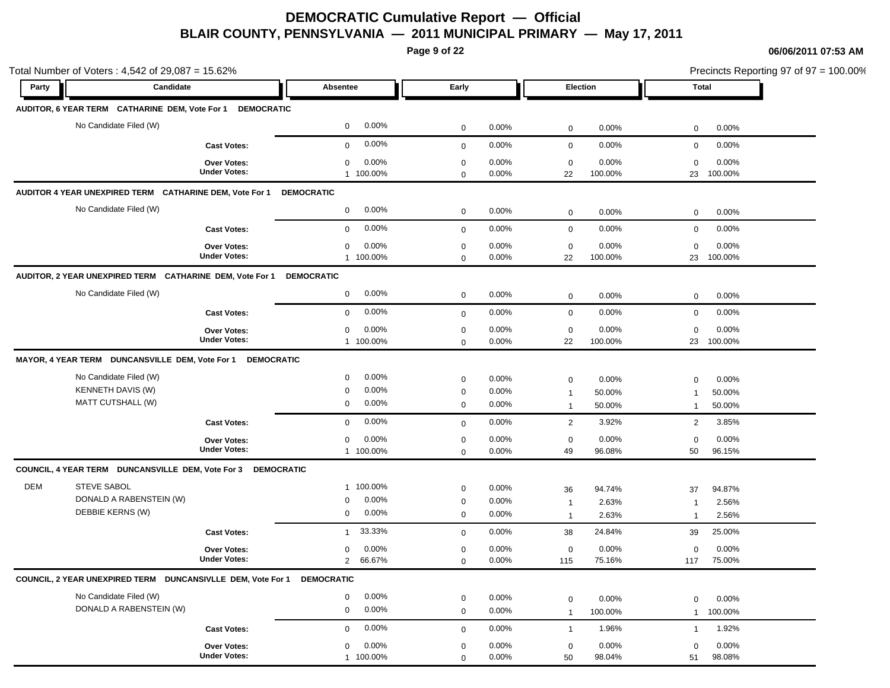# DEMOCRATIC Cumulative Report — Official

## BLAIR COUNTY, PENNSYLVANIA — 2011 MUNICIPAL PRIMARY — May 17, 2011

06/06/2011 07:53 AM

Total Number of Voters : 4,542 of 29,087 = 15.62%

Precincts Reporting 97 of 97 = 100.00%

| Party | Candidate | Absentee | | Early | | Election | | Total | |
|---|---|---|---|---|---|---|---|---|---|
| **AUDITOR, 6 YEAR TERM CATHARINE DEM, Vote For 1 DEMOCRATIC** | | | | | | | | | |
| | No Candidate Filed (W) | 0 | 0.00% | 0 | 0.00% | 0 | 0.00% | 0 | 0.00% |
| | **Cast Votes:** | 0 | 0.00% | 0 | 0.00% | 0 | 0.00% | 0 | 0.00% |
| | **Over Votes:** | 0 | 0.00% | 0 | 0.00% | 0 | 0.00% | 0 | 0.00% |
| | **Under Votes:** | 1 | 100.00% | 0 | 0.00% | 22 | 100.00% | 23 | 100.00% |
| **AUDITOR 4 YEAR UNEXPIRED TERM CATHARINE DEM, Vote For 1 DEMOCRATIC** | | | | | | | | | |
| | No Candidate Filed (W) | 0 | 0.00% | 0 | 0.00% | 0 | 0.00% | 0 | 0.00% |
| | **Cast Votes:** | 0 | 0.00% | 0 | 0.00% | 0 | 0.00% | 0 | 0.00% |
| | **Over Votes:** | 0 | 0.00% | 0 | 0.00% | 0 | 0.00% | 0 | 0.00% |
| | **Under Votes:** | 1 | 100.00% | 0 | 0.00% | 22 | 100.00% | 23 | 100.00% |
| **AUDITOR, 2 YEAR UNEXPIRED TERM CATHARINE DEM, Vote For 1 DEMOCRATIC** | | | | | | | | | |
| | No Candidate Filed (W) | 0 | 0.00% | 0 | 0.00% | 0 | 0.00% | 0 | 0.00% |
| | **Cast Votes:** | 0 | 0.00% | 0 | 0.00% | 0 | 0.00% | 0 | 0.00% |
| | **Over Votes:** | 0 | 0.00% | 0 | 0.00% | 0 | 0.00% | 0 | 0.00% |
| | **Under Votes:** | 1 | 100.00% | 0 | 0.00% | 22 | 100.00% | 23 | 100.00% |
| **MAYOR, 4 YEAR TERM DUNCANSVILLE DEM, Vote For 1 DEMOCRATIC** | | | | | | | | | |
| | No Candidate Filed (W) | 0 | 0.00% | 0 | 0.00% | 0 | 0.00% | 0 | 0.00% |
| | KENNETH DAVIS (W) | 0 | 0.00% | 0 | 0.00% | 1 | 50.00% | 1 | 50.00% |
| | MATT CUTSHALL (W) | 0 | 0.00% | 0 | 0.00% | 1 | 50.00% | 1 | 50.00% |
| | **Cast Votes:** | 0 | 0.00% | 0 | 0.00% | 2 | 3.92% | 2 | 3.85% |
| | **Over Votes:** | 0 | 0.00% | 0 | 0.00% | 0 | 0.00% | 0 | 0.00% |
| | **Under Votes:** | 1 | 100.00% | 0 | 0.00% | 49 | 96.08% | 50 | 96.15% |
| **COUNCIL, 4 YEAR TERM DUNCANSVILLE DEM, Vote For 3 DEMOCRATIC** | | | | | | | | | |
| DEM | STEVE SABOL | 1 | 100.00% | 0 | 0.00% | 36 | 94.74% | 37 | 94.87% |
| | DONALD A RABENSTEIN (W) | 0 | 0.00% | 0 | 0.00% | 1 | 2.63% | 1 | 2.56% |
| | DEBBIE KERNS (W) | 0 | 0.00% | 0 | 0.00% | 1 | 2.63% | 1 | 2.56% |
| | **Cast Votes:** | 1 | 33.33% | 0 | 0.00% | 38 | 24.84% | 39 | 25.00% |
| | **Over Votes:** | 0 | 0.00% | 0 | 0.00% | 0 | 0.00% | 0 | 0.00% |
| | **Under Votes:** | 2 | 66.67% | 0 | 0.00% | 115 | 75.16% | 117 | 75.00% |
| **COUNCIL, 2 YEAR UNEXPIRED TERM DUNCANSIVLLE DEM, Vote For 1 DEMOCRATIC** | | | | | | | | | |
| | No Candidate Filed (W) | 0 | 0.00% | 0 | 0.00% | 0 | 0.00% | 0 | 0.00% |
| | DONALD A RABENSTEIN (W) | 0 | 0.00% | 0 | 0.00% | 1 | 100.00% | 1 | 100.00% |
| | **Cast Votes:** | 0 | 0.00% | 0 | 0.00% | 1 | 1.96% | 1 | 1.92% |
| | **Over Votes:** | 0 | 0.00% | 0 | 0.00% | 0 | 0.00% | 0 | 0.00% |
| | **Under Votes:** | 1 | 100.00% | 0 | 0.00% | 50 | 98.04% | 51 | 98.08% |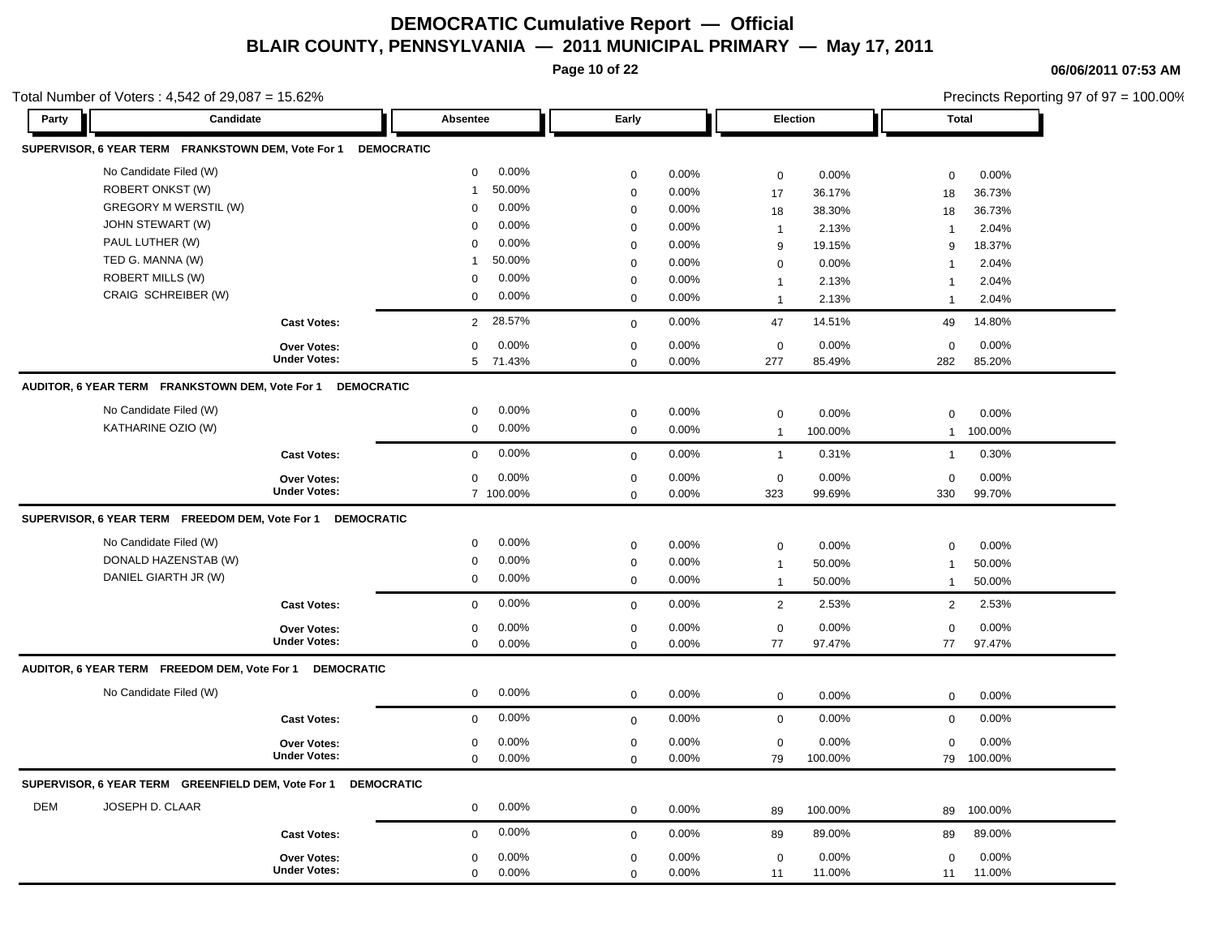# DEMOCRATIC Cumulative Report — Official

## BLAIR COUNTY, PENNSYLVANIA — 2011 MUNICIPAL PRIMARY — May 17, 2011

06/06/2011 07:53 AM

Total Number of Voters : 4,542 of 29,087 = 15.62%

Precincts Reporting 97 of 97 = 100.00%

### SUPERVISOR, 6 YEAR TERM FRANKSTOWN DEM, Vote For 1 DEMOCRATIC

| Party | Candidate | Absentee | | Early | | Election | | Total | |
|---|---|---|---|---|---|---|---|---|---|
| | No Candidate Filed (W) | 0 | 0.00% | 0 | 0.00% | 0 | 0.00% | 0 | 0.00% |
| | ROBERT ONKST (W) | 1 | 50.00% | 0 | 0.00% | 17 | 36.17% | 18 | 36.73% |
| | GREGORY M WERSTIL (W) | 0 | 0.00% | 0 | 0.00% | 18 | 38.30% | 18 | 36.73% |
| | JOHN STEWART (W) | 0 | 0.00% | 0 | 0.00% | 1 | 2.13% | 1 | 2.04% |
| | PAUL LUTHER (W) | 0 | 0.00% | 0 | 0.00% | 9 | 19.15% | 9 | 18.37% |
| | TED G. MANNA (W) | 1 | 50.00% | 0 | 0.00% | 0 | 0.00% | 1 | 2.04% |
| | ROBERT MILLS (W) | 0 | 0.00% | 0 | 0.00% | 1 | 2.13% | 1 | 2.04% |
| | CRAIG SCHREIBER (W) | 0 | 0.00% | 0 | 0.00% | 1 | 2.13% | 1 | 2.04% |
| | **Cast Votes:** | 2 | 28.57% | 0 | 0.00% | 47 | 14.51% | 49 | 14.80% |
| | **Over Votes:** | 0 | 0.00% | 0 | 0.00% | 0 | 0.00% | 0 | 0.00% |
| | **Under Votes:** | 5 | 71.43% | 0 | 0.00% | 277 | 85.49% | 282 | 85.20% |

### AUDITOR, 6 YEAR TERM FRANKSTOWN DEM, Vote For 1 DEMOCRATIC

| Party | Candidate | Absentee | | Early | | Election | | Total | |
|---|---|---|---|---|---|---|---|---|---|
| | No Candidate Filed (W) | 0 | 0.00% | 0 | 0.00% | 0 | 0.00% | 0 | 0.00% |
| | KATHARINE OZIO (W) | 0 | 0.00% | 0 | 0.00% | 1 | 100.00% | 1 | 100.00% |
| | **Cast Votes:** | 0 | 0.00% | 0 | 0.00% | 1 | 0.31% | 1 | 0.30% |
| | **Over Votes:** | 0 | 0.00% | 0 | 0.00% | 0 | 0.00% | 0 | 0.00% |
| | **Under Votes:** | 7 | 100.00% | 0 | 0.00% | 323 | 99.69% | 330 | 99.70% |

### SUPERVISOR, 6 YEAR TERM FREEDOM DEM, Vote For 1 DEMOCRATIC

| Party | Candidate | Absentee | | Early | | Election | | Total | |
|---|---|---|---|---|---|---|---|---|---|
| | No Candidate Filed (W) | 0 | 0.00% | 0 | 0.00% | 0 | 0.00% | 0 | 0.00% |
| | DONALD HAZENSTAB (W) | 0 | 0.00% | 0 | 0.00% | 1 | 50.00% | 1 | 50.00% |
| | DANIEL GIARTH JR (W) | 0 | 0.00% | 0 | 0.00% | 1 | 50.00% | 1 | 50.00% |
| | **Cast Votes:** | 0 | 0.00% | 0 | 0.00% | 2 | 2.53% | 2 | 2.53% |
| | **Over Votes:** | 0 | 0.00% | 0 | 0.00% | 0 | 0.00% | 0 | 0.00% |
| | **Under Votes:** | 0 | 0.00% | 0 | 0.00% | 77 | 97.47% | 77 | 97.47% |

### AUDITOR, 6 YEAR TERM FREEDOM DEM, Vote For 1 DEMOCRATIC

| Party | Candidate | Absentee | | Early | | Election | | Total | |
|---|---|---|---|---|---|---|---|---|---|
| | No Candidate Filed (W) | 0 | 0.00% | 0 | 0.00% | 0 | 0.00% | 0 | 0.00% |
| | **Cast Votes:** | 0 | 0.00% | 0 | 0.00% | 0 | 0.00% | 0 | 0.00% |
| | **Over Votes:** | 0 | 0.00% | 0 | 0.00% | 0 | 0.00% | 0 | 0.00% |
| | **Under Votes:** | 0 | 0.00% | 0 | 0.00% | 79 | 100.00% | 79 | 100.00% |

### SUPERVISOR, 6 YEAR TERM GREENFIELD DEM, Vote For 1 DEMOCRATIC

| Party | Candidate | Absentee | | Early | | Election | | Total | |
|---|---|---|---|---|---|---|---|---|---|
| DEM | JOSEPH D. CLAAR | 0 | 0.00% | 0 | 0.00% | 89 | 100.00% | 89 | 100.00% |
| | **Cast Votes:** | 0 | 0.00% | 0 | 0.00% | 89 | 89.00% | 89 | 89.00% |
| | **Over Votes:** | 0 | 0.00% | 0 | 0.00% | 0 | 0.00% | 0 | 0.00% |
| | **Under Votes:** | 0 | 0.00% | 0 | 0.00% | 11 | 11.00% | 11 | 11.00% |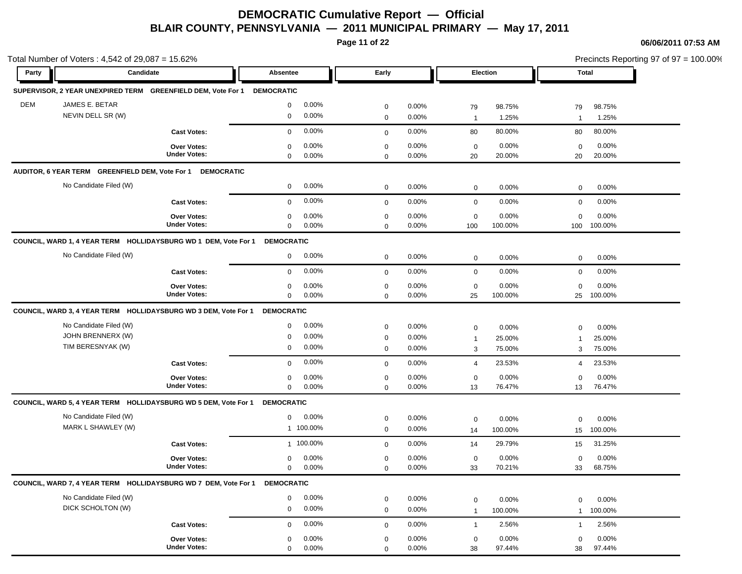# DEMOCRATIC Cumulative Report — Official

## BLAIR COUNTY, PENNSYLVANIA — 2011 MUNICIPAL PRIMARY — May 17, 2011

06/06/2011 07:53 AM

Total Number of Voters : 4,542 of 29,087 = 15.62%

Precincts Reporting 97 of 97 = 100.00%

**SUPERVISOR, 2 YEAR UNEXPIRED TERM GREENFIELD DEM, Vote For 1 DEMOCRATIC**

| Party | Candidate | Absentee | | Early | | Election | | Total | |
|---|---|---|---|---|---|---|---|---|---|
| DEM | JAMES E. BETAR | 0 | 0.00% | 0 | 0.00% | 79 | 98.75% | 79 | 98.75% |
| | NEVIN DELL SR (W) | 0 | 0.00% | 0 | 0.00% | 1 | 1.25% | 1 | 1.25% |
| | **Cast Votes:** | 0 | 0.00% | 0 | 0.00% | 80 | 80.00% | 80 | 80.00% |
| | **Over Votes:** | 0 | 0.00% | 0 | 0.00% | 0 | 0.00% | 0 | 0.00% |
| | **Under Votes:** | 0 | 0.00% | 0 | 0.00% | 20 | 20.00% | 20 | 20.00% |

**AUDITOR, 6 YEAR TERM GREENFIELD DEM, Vote For 1 DEMOCRATIC**

| Party | Candidate | Absentee | | Early | | Election | | Total | |
|---|---|---|---|---|---|---|---|---|---|
| | No Candidate Filed (W) | 0 | 0.00% | 0 | 0.00% | 0 | 0.00% | 0 | 0.00% |
| | **Cast Votes:** | 0 | 0.00% | 0 | 0.00% | 0 | 0.00% | 0 | 0.00% |
| | **Over Votes:** | 0 | 0.00% | 0 | 0.00% | 0 | 0.00% | 0 | 0.00% |
| | **Under Votes:** | 0 | 0.00% | 0 | 0.00% | 100 | 100.00% | 100 | 100.00% |

**COUNCIL, WARD 1, 4 YEAR TERM HOLLIDAYSBURG WD 1 DEM, Vote For 1 DEMOCRATIC**

| Party | Candidate | Absentee | | Early | | Election | | Total | |
|---|---|---|---|---|---|---|---|---|---|
| | No Candidate Filed (W) | 0 | 0.00% | 0 | 0.00% | 0 | 0.00% | 0 | 0.00% |
| | **Cast Votes:** | 0 | 0.00% | 0 | 0.00% | 0 | 0.00% | 0 | 0.00% |
| | **Over Votes:** | 0 | 0.00% | 0 | 0.00% | 0 | 0.00% | 0 | 0.00% |
| | **Under Votes:** | 0 | 0.00% | 0 | 0.00% | 25 | 100.00% | 25 | 100.00% |

**COUNCIL, WARD 3, 4 YEAR TERM HOLLIDAYSBURG WD 3 DEM, Vote For 1 DEMOCRATIC**

| Party | Candidate | Absentee | | Early | | Election | | Total | |
|---|---|---|---|---|---|---|---|---|---|
| | No Candidate Filed (W) | 0 | 0.00% | 0 | 0.00% | 0 | 0.00% | 0 | 0.00% |
| | JOHN BRENNERX (W) | 0 | 0.00% | 0 | 0.00% | 1 | 25.00% | 1 | 25.00% |
| | TIM BERESNYAK (W) | 0 | 0.00% | 0 | 0.00% | 3 | 75.00% | 3 | 75.00% |
| | **Cast Votes:** | 0 | 0.00% | 0 | 0.00% | 4 | 23.53% | 4 | 23.53% |
| | **Over Votes:** | 0 | 0.00% | 0 | 0.00% | 0 | 0.00% | 0 | 0.00% |
| | **Under Votes:** | 0 | 0.00% | 0 | 0.00% | 13 | 76.47% | 13 | 76.47% |

**COUNCIL, WARD 5, 4 YEAR TERM HOLLIDAYSBURG WD 5 DEM, Vote For 1 DEMOCRATIC**

| Party | Candidate | Absentee | | Early | | Election | | Total | |
|---|---|---|---|---|---|---|---|---|---|
| | No Candidate Filed (W) | 0 | 0.00% | 0 | 0.00% | 0 | 0.00% | 0 | 0.00% |
| | MARK L SHAWLEY (W) | 1 | 100.00% | 0 | 0.00% | 14 | 100.00% | 15 | 100.00% |
| | **Cast Votes:** | 1 | 100.00% | 0 | 0.00% | 14 | 29.79% | 15 | 31.25% |
| | **Over Votes:** | 0 | 0.00% | 0 | 0.00% | 0 | 0.00% | 0 | 0.00% |
| | **Under Votes:** | 0 | 0.00% | 0 | 0.00% | 33 | 70.21% | 33 | 68.75% |

**COUNCIL, WARD 7, 4 YEAR TERM HOLLIDAYSBURG WD 7 DEM, Vote For 1 DEMOCRATIC**

| Party | Candidate | Absentee | | Early | | Election | | Total | |
|---|---|---|---|---|---|---|---|---|---|
| | No Candidate Filed (W) | 0 | 0.00% | 0 | 0.00% | 0 | 0.00% | 0 | 0.00% |
| | DICK SCHOLTON (W) | 0 | 0.00% | 0 | 0.00% | 1 | 100.00% | 1 | 100.00% |
| | **Cast Votes:** | 0 | 0.00% | 0 | 0.00% | 1 | 2.56% | 1 | 2.56% |
| | **Over Votes:** | 0 | 0.00% | 0 | 0.00% | 0 | 0.00% | 0 | 0.00% |
| | **Under Votes:** | 0 | 0.00% | 0 | 0.00% | 38 | 97.44% | 38 | 97.44% |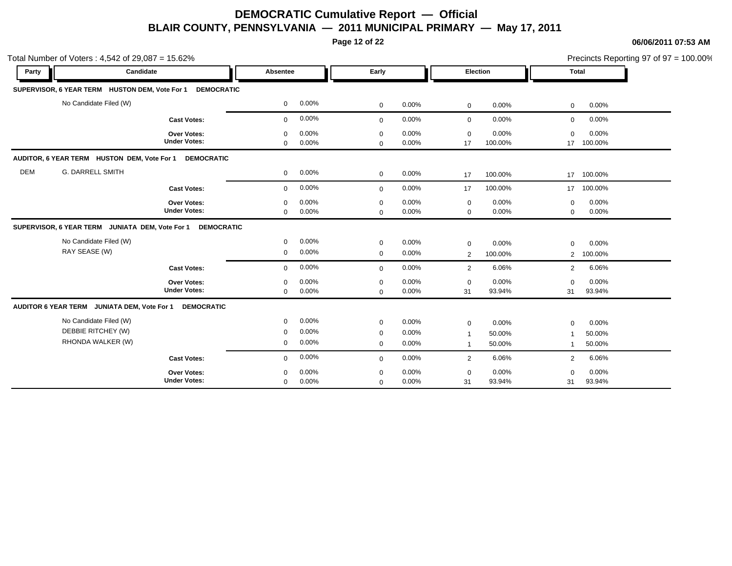# DEMOCRATIC Cumulative Report — Official

## BLAIR COUNTY, PENNSYLVANIA — 2011 MUNICIPAL PRIMARY — May 17, 2011

06/06/2011 07:53 AM

Total Number of Voters : 4,542 of 29,087 = 15.62%

Precincts Reporting 97 of 97 = 100.00%

| Party | Candidate | Absentee | | Early | | Election | | Total | |
|---|---|---|---|---|---|---|---|---|---|
| **SUPERVISOR, 6 YEAR TERM HUSTON DEM, Vote For 1 DEMOCRATIC** | | | | | | | | | |
| | No Candidate Filed (W) | 0 | 0.00% | 0 | 0.00% | 0 | 0.00% | 0 | 0.00% |
| | **Cast Votes:** | 0 | 0.00% | 0 | 0.00% | 0 | 0.00% | 0 | 0.00% |
| | **Over Votes:** | 0 | 0.00% | 0 | 0.00% | 0 | 0.00% | 0 | 0.00% |
| | **Under Votes:** | 0 | 0.00% | 0 | 0.00% | 17 | 100.00% | 17 | 100.00% |
| **AUDITOR, 6 YEAR TERM HUSTON DEM, Vote For 1 DEMOCRATIC** | | | | | | | | | |
| DEM | G. DARRELL SMITH | 0 | 0.00% | 0 | 0.00% | 17 | 100.00% | 17 | 100.00% |
| | **Cast Votes:** | 0 | 0.00% | 0 | 0.00% | 17 | 100.00% | 17 | 100.00% |
| | **Over Votes:** | 0 | 0.00% | 0 | 0.00% | 0 | 0.00% | 0 | 0.00% |
| | **Under Votes:** | 0 | 0.00% | 0 | 0.00% | 0 | 0.00% | 0 | 0.00% |
| **SUPERVISOR, 6 YEAR TERM JUNIATA DEM, Vote For 1 DEMOCRATIC** | | | | | | | | | |
| | No Candidate Filed (W) | 0 | 0.00% | 0 | 0.00% | 0 | 0.00% | 0 | 0.00% |
| | RAY SEASE (W) | 0 | 0.00% | 0 | 0.00% | 2 | 100.00% | 2 | 100.00% |
| | **Cast Votes:** | 0 | 0.00% | 0 | 0.00% | 2 | 6.06% | 2 | 6.06% |
| | **Over Votes:** | 0 | 0.00% | 0 | 0.00% | 0 | 0.00% | 0 | 0.00% |
| | **Under Votes:** | 0 | 0.00% | 0 | 0.00% | 31 | 93.94% | 31 | 93.94% |
| **AUDITOR 6 YEAR TERM JUNIATA DEM, Vote For 1 DEMOCRATIC** | | | | | | | | | |
| | No Candidate Filed (W) | 0 | 0.00% | 0 | 0.00% | 0 | 0.00% | 0 | 0.00% |
| | DEBBIE RITCHEY (W) | 0 | 0.00% | 0 | 0.00% | 1 | 50.00% | 1 | 50.00% |
| | RHONDA WALKER (W) | 0 | 0.00% | 0 | 0.00% | 1 | 50.00% | 1 | 50.00% |
| | **Cast Votes:** | 0 | 0.00% | 0 | 0.00% | 2 | 6.06% | 2 | 6.06% |
| | **Over Votes:** | 0 | 0.00% | 0 | 0.00% | 0 | 0.00% | 0 | 0.00% |
| | **Under Votes:** | 0 | 0.00% | 0 | 0.00% | 31 | 93.94% | 31 | 93.94% |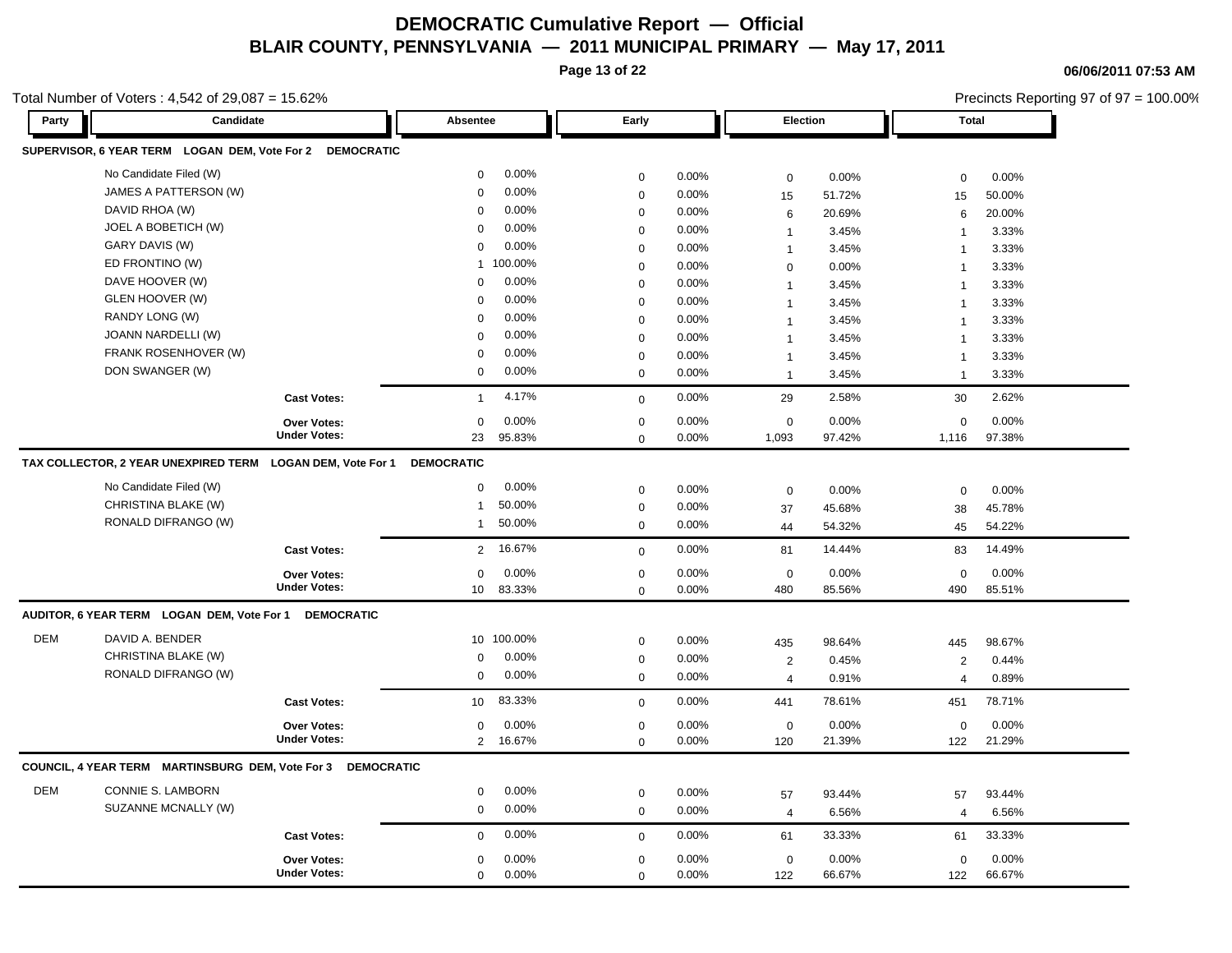# DEMOCRATIC Cumulative Report — Official

## BLAIR COUNTY, PENNSYLVANIA — 2011 MUNICIPAL PRIMARY — May 17, 2011

06/06/2011 07:53 AM

Total Number of Voters : 4,542 of 29,087 = 15.62%

Precincts Reporting 97 of 97 = 100.00%

### SUPERVISOR, 6 YEAR TERM LOGAN DEM, Vote For 2 DEMOCRATIC

| Party | Candidate | Absentee | | Early | | Election | | Total | |
|---|---|---|---|---|---|---|---|---|---|
| | No Candidate Filed (W) | 0 | 0.00% | 0 | 0.00% | 0 | 0.00% | 0 | 0.00% |
| | JAMES A PATTERSON (W) | 0 | 0.00% | 0 | 0.00% | 15 | 51.72% | 15 | 50.00% |
| | DAVID RHOA (W) | 0 | 0.00% | 0 | 0.00% | 6 | 20.69% | 6 | 20.00% |
| | JOEL A BOBETICH (W) | 0 | 0.00% | 0 | 0.00% | 1 | 3.45% | 1 | 3.33% |
| | GARY DAVIS (W) | 0 | 0.00% | 0 | 0.00% | 1 | 3.45% | 1 | 3.33% |
| | ED FRONTINO (W) | 1 | 100.00% | 0 | 0.00% | 0 | 0.00% | 1 | 3.33% |
| | DAVE HOOVER (W) | 0 | 0.00% | 0 | 0.00% | 1 | 3.45% | 1 | 3.33% |
| | GLEN HOOVER (W) | 0 | 0.00% | 0 | 0.00% | 1 | 3.45% | 1 | 3.33% |
| | RANDY LONG (W) | 0 | 0.00% | 0 | 0.00% | 1 | 3.45% | 1 | 3.33% |
| | JOANN NARDELLI (W) | 0 | 0.00% | 0 | 0.00% | 1 | 3.45% | 1 | 3.33% |
| | FRANK ROSENHOVER (W) | 0 | 0.00% | 0 | 0.00% | 1 | 3.45% | 1 | 3.33% |
| | DON SWANGER (W) | 0 | 0.00% | 0 | 0.00% | 1 | 3.45% | 1 | 3.33% |
| | Cast Votes: | 1 | 4.17% | 0 | 0.00% | 29 | 2.58% | 30 | 2.62% |
| | Over Votes: | 0 | 0.00% | 0 | 0.00% | 0 | 0.00% | 0 | 0.00% |
| | Under Votes: | 23 | 95.83% | 0 | 0.00% | 1,093 | 97.42% | 1,116 | 97.38% |

### TAX COLLECTOR, 2 YEAR UNEXPIRED TERM LOGAN DEM, Vote For 1 DEMOCRATIC

| Party | Candidate | Absentee | | Early | | Election | | Total | |
|---|---|---|---|---|---|---|---|---|---|
| | No Candidate Filed (W) | 0 | 0.00% | 0 | 0.00% | 0 | 0.00% | 0 | 0.00% |
| | CHRISTINA BLAKE (W) | 1 | 50.00% | 0 | 0.00% | 37 | 45.68% | 38 | 45.78% |
| | RONALD DIFRANGO (W) | 1 | 50.00% | 0 | 0.00% | 44 | 54.32% | 45 | 54.22% |
| | Cast Votes: | 2 | 16.67% | 0 | 0.00% | 81 | 14.44% | 83 | 14.49% |
| | Over Votes: | 0 | 0.00% | 0 | 0.00% | 0 | 0.00% | 0 | 0.00% |
| | Under Votes: | 10 | 83.33% | 0 | 0.00% | 480 | 85.56% | 490 | 85.51% |

### AUDITOR, 6 YEAR TERM LOGAN DEM, Vote For 1 DEMOCRATIC

| Party | Candidate | Absentee | | Early | | Election | | Total | |
|---|---|---|---|---|---|---|---|---|---|
| DEM | DAVID A. BENDER | 10 | 100.00% | 0 | 0.00% | 435 | 98.64% | 445 | 98.67% |
| | CHRISTINA BLAKE (W) | 0 | 0.00% | 0 | 0.00% | 2 | 0.45% | 2 | 0.44% |
| | RONALD DIFRANGO (W) | 0 | 0.00% | 0 | 0.00% | 4 | 0.91% | 4 | 0.89% |
| | Cast Votes: | 10 | 83.33% | 0 | 0.00% | 441 | 78.61% | 451 | 78.71% |
| | Over Votes: | 0 | 0.00% | 0 | 0.00% | 0 | 0.00% | 0 | 0.00% |
| | Under Votes: | 2 | 16.67% | 0 | 0.00% | 120 | 21.39% | 122 | 21.29% |

### COUNCIL, 4 YEAR TERM MARTINSBURG DEM, Vote For 3 DEMOCRATIC

| Party | Candidate | Absentee | | Early | | Election | | Total | |
|---|---|---|---|---|---|---|---|---|---|
| DEM | CONNIE S. LAMBORN | 0 | 0.00% | 0 | 0.00% | 57 | 93.44% | 57 | 93.44% |
| | SUZANNE MCNALLY (W) | 0 | 0.00% | 0 | 0.00% | 4 | 6.56% | 4 | 6.56% |
| | Cast Votes: | 0 | 0.00% | 0 | 0.00% | 61 | 33.33% | 61 | 33.33% |
| | Over Votes: | 0 | 0.00% | 0 | 0.00% | 0 | 0.00% | 0 | 0.00% |
| | Under Votes: | 0 | 0.00% | 0 | 0.00% | 122 | 66.67% | 122 | 66.67% |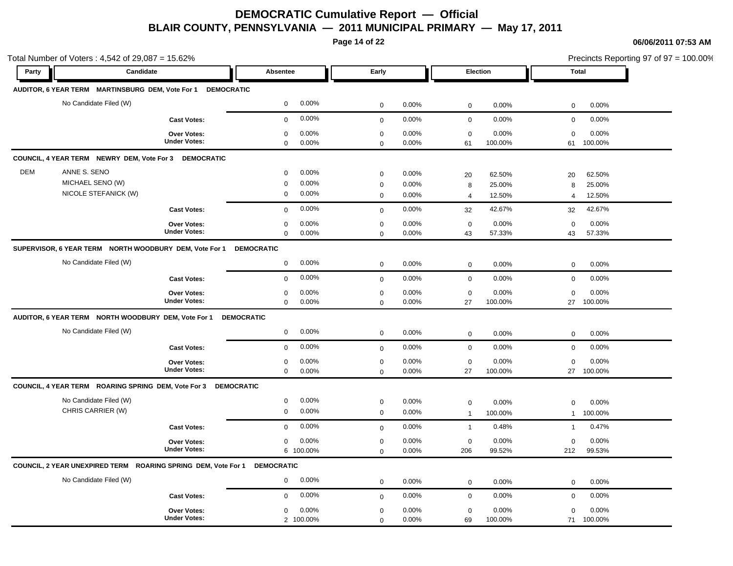# DEMOCRATIC Cumulative Report — Official

## BLAIR COUNTY, PENNSYLVANIA — 2011 MUNICIPAL PRIMARY — May 17, 2011

06/06/2011 07:53 AM

Total Number of Voters : 4,542 of 29,087 = 15.62%

Precincts Reporting 97 of 97 = 100.00%

| Party | Candidate | Absentee | | Early | | Election | | Total | |
|---|---|---|---|---|---|---|---|---|---|
| **AUDITOR, 6 YEAR TERM MARTINSBURG DEM, Vote For 1 DEMOCRATIC** | | | | | | | | | |
| | No Candidate Filed (W) | 0 | 0.00% | 0 | 0.00% | 0 | 0.00% | 0 | 0.00% |
| | **Cast Votes:** | 0 | 0.00% | 0 | 0.00% | 0 | 0.00% | 0 | 0.00% |
| | **Over Votes:** | 0 | 0.00% | 0 | 0.00% | 0 | 0.00% | 0 | 0.00% |
| | **Under Votes:** | 0 | 0.00% | 0 | 0.00% | 61 | 100.00% | 61 | 100.00% |
| **COUNCIL, 4 YEAR TERM NEWRY DEM, Vote For 3 DEMOCRATIC** | | | | | | | | | |
| DEM | ANNE S. SENO | 0 | 0.00% | 0 | 0.00% | 20 | 62.50% | 20 | 62.50% |
| | MICHAEL SENO (W) | 0 | 0.00% | 0 | 0.00% | 8 | 25.00% | 8 | 25.00% |
| | NICOLE STEFANICK (W) | 0 | 0.00% | 0 | 0.00% | 4 | 12.50% | 4 | 12.50% |
| | **Cast Votes:** | 0 | 0.00% | 0 | 0.00% | 32 | 42.67% | 32 | 42.67% |
| | **Over Votes:** | 0 | 0.00% | 0 | 0.00% | 0 | 0.00% | 0 | 0.00% |
| | **Under Votes:** | 0 | 0.00% | 0 | 0.00% | 43 | 57.33% | 43 | 57.33% |
| **SUPERVISOR, 6 YEAR TERM NORTH WOODBURY DEM, Vote For 1 DEMOCRATIC** | | | | | | | | | |
| | No Candidate Filed (W) | 0 | 0.00% | 0 | 0.00% | 0 | 0.00% | 0 | 0.00% |
| | **Cast Votes:** | 0 | 0.00% | 0 | 0.00% | 0 | 0.00% | 0 | 0.00% |
| | **Over Votes:** | 0 | 0.00% | 0 | 0.00% | 0 | 0.00% | 0 | 0.00% |
| | **Under Votes:** | 0 | 0.00% | 0 | 0.00% | 27 | 100.00% | 27 | 100.00% |
| **AUDITOR, 6 YEAR TERM NORTH WOODBURY DEM, Vote For 1 DEMOCRATIC** | | | | | | | | | |
| | No Candidate Filed (W) | 0 | 0.00% | 0 | 0.00% | 0 | 0.00% | 0 | 0.00% |
| | **Cast Votes:** | 0 | 0.00% | 0 | 0.00% | 0 | 0.00% | 0 | 0.00% |
| | **Over Votes:** | 0 | 0.00% | 0 | 0.00% | 0 | 0.00% | 0 | 0.00% |
| | **Under Votes:** | 0 | 0.00% | 0 | 0.00% | 27 | 100.00% | 27 | 100.00% |
| **COUNCIL, 4 YEAR TERM ROARING SPRING DEM, Vote For 3 DEMOCRATIC** | | | | | | | | | |
| | No Candidate Filed (W) | 0 | 0.00% | 0 | 0.00% | 0 | 0.00% | 0 | 0.00% |
| | CHRIS CARRIER (W) | 0 | 0.00% | 0 | 0.00% | 1 | 100.00% | 1 | 100.00% |
| | **Cast Votes:** | 0 | 0.00% | 0 | 0.00% | 1 | 0.48% | 1 | 0.47% |
| | **Over Votes:** | 0 | 0.00% | 0 | 0.00% | 0 | 0.00% | 0 | 0.00% |
| | **Under Votes:** | 6 | 100.00% | 0 | 0.00% | 206 | 99.52% | 212 | 99.53% |
| **COUNCIL, 2 YEAR UNEXPIRED TERM ROARING SPRING DEM, Vote For 1 DEMOCRATIC** | | | | | | | | | |
| | No Candidate Filed (W) | 0 | 0.00% | 0 | 0.00% | 0 | 0.00% | 0 | 0.00% |
| | **Cast Votes:** | 0 | 0.00% | 0 | 0.00% | 0 | 0.00% | 0 | 0.00% |
| | **Over Votes:** | 0 | 0.00% | 0 | 0.00% | 0 | 0.00% | 0 | 0.00% |
| | **Under Votes:** | 2 | 100.00% | 0 | 0.00% | 69 | 100.00% | 71 | 100.00% |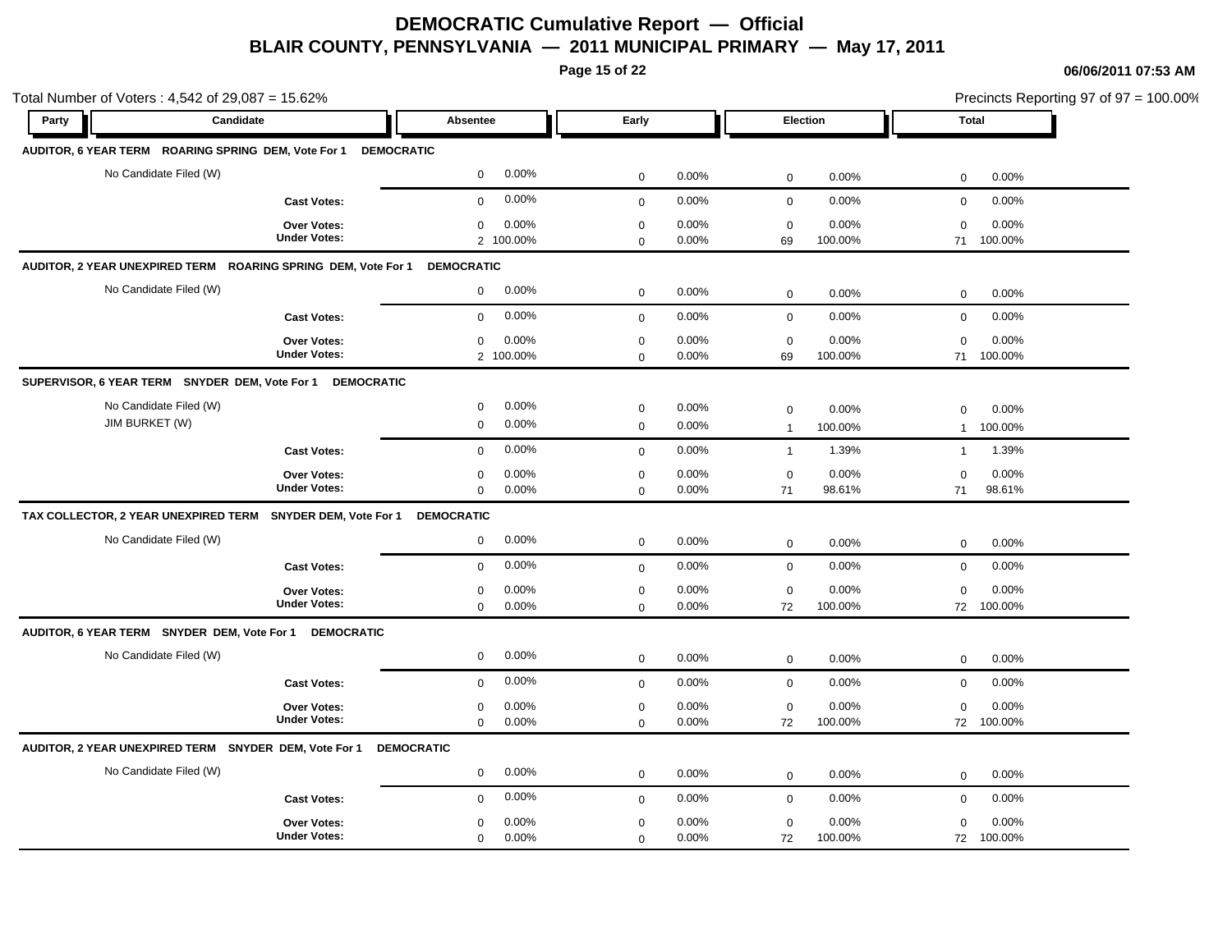# DEMOCRATIC Cumulative Report — Official

## BLAIR COUNTY, PENNSYLVANIA — 2011 MUNICIPAL PRIMARY — May 17, 2011

06/06/2011 07:53 AM

Total Number of Voters : 4,542 of 29,087 = 15.62%

Precincts Reporting 97 of 97 = 100.00%

| Party | Candidate | Absentee | | Early | | Election | | Total | |
|---|---|---|---|---|---|---|---|---|---|
| **AUDITOR, 6 YEAR TERM ROARING SPRING DEM, Vote For 1 DEMOCRATIC** | | | | | | | | | |
| | No Candidate Filed (W) | 0 | 0.00% | 0 | 0.00% | 0 | 0.00% | 0 | 0.00% |
| | **Cast Votes:** | 0 | 0.00% | 0 | 0.00% | 0 | 0.00% | 0 | 0.00% |
| | **Over Votes:** | 0 | 0.00% | 0 | 0.00% | 0 | 0.00% | 0 | 0.00% |
| | **Under Votes:** | 2 | 100.00% | 0 | 0.00% | 69 | 100.00% | 71 | 100.00% |
| **AUDITOR, 2 YEAR UNEXPIRED TERM ROARING SPRING DEM, Vote For 1 DEMOCRATIC** | | | | | | | | | |
| | No Candidate Filed (W) | 0 | 0.00% | 0 | 0.00% | 0 | 0.00% | 0 | 0.00% |
| | **Cast Votes:** | 0 | 0.00% | 0 | 0.00% | 0 | 0.00% | 0 | 0.00% |
| | **Over Votes:** | 0 | 0.00% | 0 | 0.00% | 0 | 0.00% | 0 | 0.00% |
| | **Under Votes:** | 2 | 100.00% | 0 | 0.00% | 69 | 100.00% | 71 | 100.00% |
| **SUPERVISOR, 6 YEAR TERM SNYDER DEM, Vote For 1 DEMOCRATIC** | | | | | | | | | |
| | No Candidate Filed (W) | 0 | 0.00% | 0 | 0.00% | 0 | 0.00% | 0 | 0.00% |
| | JIM BURKET (W) | 0 | 0.00% | 0 | 0.00% | 1 | 100.00% | 1 | 100.00% |
| | **Cast Votes:** | 0 | 0.00% | 0 | 0.00% | 1 | 1.39% | 1 | 1.39% |
| | **Over Votes:** | 0 | 0.00% | 0 | 0.00% | 0 | 0.00% | 0 | 0.00% |
| | **Under Votes:** | 0 | 0.00% | 0 | 0.00% | 71 | 98.61% | 71 | 98.61% |
| **TAX COLLECTOR, 2 YEAR UNEXPIRED TERM SNYDER DEM, Vote For 1 DEMOCRATIC** | | | | | | | | | |
| | No Candidate Filed (W) | 0 | 0.00% | 0 | 0.00% | 0 | 0.00% | 0 | 0.00% |
| | **Cast Votes:** | 0 | 0.00% | 0 | 0.00% | 0 | 0.00% | 0 | 0.00% |
| | **Over Votes:** | 0 | 0.00% | 0 | 0.00% | 0 | 0.00% | 0 | 0.00% |
| | **Under Votes:** | 0 | 0.00% | 0 | 0.00% | 72 | 100.00% | 72 | 100.00% |
| **AUDITOR, 6 YEAR TERM SNYDER DEM, Vote For 1 DEMOCRATIC** | | | | | | | | | |
| | No Candidate Filed (W) | 0 | 0.00% | 0 | 0.00% | 0 | 0.00% | 0 | 0.00% |
| | **Cast Votes:** | 0 | 0.00% | 0 | 0.00% | 0 | 0.00% | 0 | 0.00% |
| | **Over Votes:** | 0 | 0.00% | 0 | 0.00% | 0 | 0.00% | 0 | 0.00% |
| | **Under Votes:** | 0 | 0.00% | 0 | 0.00% | 72 | 100.00% | 72 | 100.00% |
| **AUDITOR, 2 YEAR UNEXPIRED TERM SNYDER DEM, Vote For 1 DEMOCRATIC** | | | | | | | | | |
| | No Candidate Filed (W) | 0 | 0.00% | 0 | 0.00% | 0 | 0.00% | 0 | 0.00% |
| | **Cast Votes:** | 0 | 0.00% | 0 | 0.00% | 0 | 0.00% | 0 | 0.00% |
| | **Over Votes:** | 0 | 0.00% | 0 | 0.00% | 0 | 0.00% | 0 | 0.00% |
| | **Under Votes:** | 0 | 0.00% | 0 | 0.00% | 72 | 100.00% | 72 | 100.00% |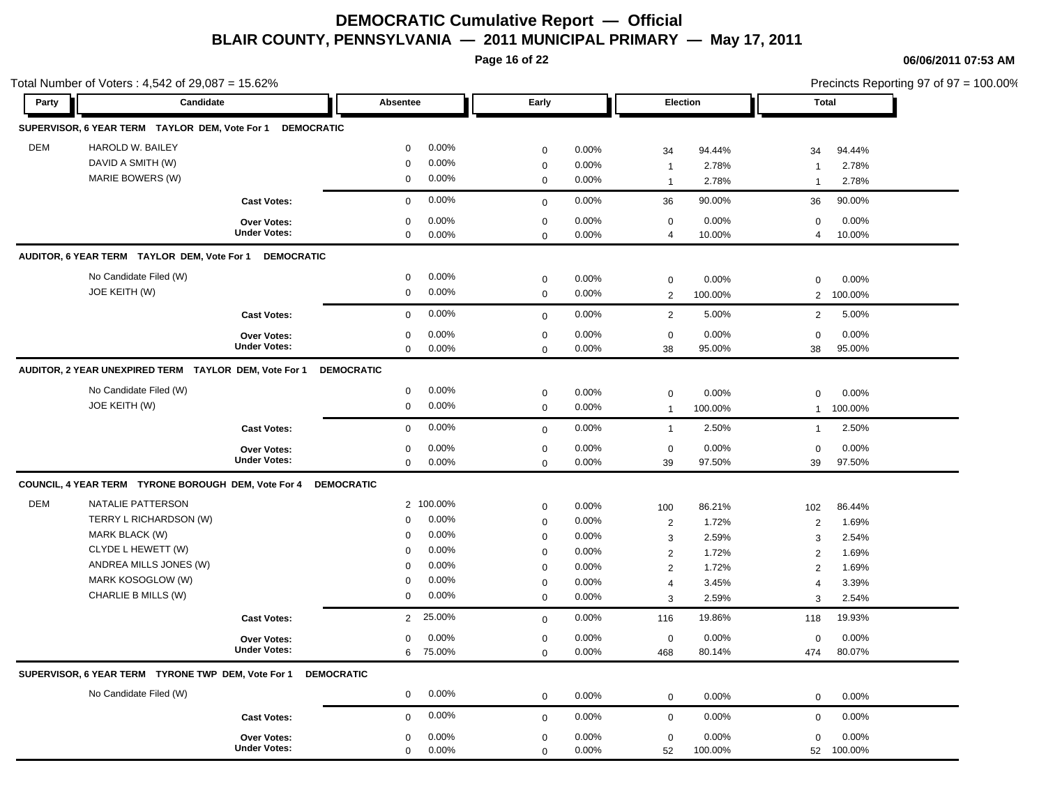# DEMOCRATIC Cumulative Report — Official

## BLAIR COUNTY, PENNSYLVANIA — 2011 MUNICIPAL PRIMARY — May 17, 2011

06/06/2011 07:53 AM

Total Number of Voters : 4,542 of 29,087 = 15.62%

Precincts Reporting 97 of 97 = 100.00%

| Party | Candidate | Absentee | | Early | | Election | | Total | |
|---|---|---|---|---|---|---|---|---|---|
| **SUPERVISOR, 6 YEAR TERM TAYLOR DEM, Vote For 1 DEMOCRATIC** | | | | | | | | | |
| DEM | HAROLD W. BAILEY | 0 | 0.00% | 0 | 0.00% | 34 | 94.44% | 34 | 94.44% |
| | DAVID A SMITH (W) | 0 | 0.00% | 0 | 0.00% | 1 | 2.78% | 1 | 2.78% |
| | MARIE BOWERS (W) | 0 | 0.00% | 0 | 0.00% | 1 | 2.78% | 1 | 2.78% |
| | **Cast Votes:** | 0 | 0.00% | 0 | 0.00% | 36 | 90.00% | 36 | 90.00% |
| | **Over Votes:** | 0 | 0.00% | 0 | 0.00% | 0 | 0.00% | 0 | 0.00% |
| | **Under Votes:** | 0 | 0.00% | 0 | 0.00% | 4 | 10.00% | 4 | 10.00% |
| **AUDITOR, 6 YEAR TERM TAYLOR DEM, Vote For 1 DEMOCRATIC** | | | | | | | | | |
| | No Candidate Filed (W) | 0 | 0.00% | 0 | 0.00% | 0 | 0.00% | 0 | 0.00% |
| | JOE KEITH (W) | 0 | 0.00% | 0 | 0.00% | 2 | 100.00% | 2 | 100.00% |
| | **Cast Votes:** | 0 | 0.00% | 0 | 0.00% | 2 | 5.00% | 2 | 5.00% |
| | **Over Votes:** | 0 | 0.00% | 0 | 0.00% | 0 | 0.00% | 0 | 0.00% |
| | **Under Votes:** | 0 | 0.00% | 0 | 0.00% | 38 | 95.00% | 38 | 95.00% |
| **AUDITOR, 2 YEAR UNEXPIRED TERM TAYLOR DEM, Vote For 1 DEMOCRATIC** | | | | | | | | | |
| | No Candidate Filed (W) | 0 | 0.00% | 0 | 0.00% | 0 | 0.00% | 0 | 0.00% |
| | JOE KEITH (W) | 0 | 0.00% | 0 | 0.00% | 1 | 100.00% | 1 | 100.00% |
| | **Cast Votes:** | 0 | 0.00% | 0 | 0.00% | 1 | 2.50% | 1 | 2.50% |
| | **Over Votes:** | 0 | 0.00% | 0 | 0.00% | 0 | 0.00% | 0 | 0.00% |
| | **Under Votes:** | 0 | 0.00% | 0 | 0.00% | 39 | 97.50% | 39 | 97.50% |
| **COUNCIL, 4 YEAR TERM TYRONE BOROUGH DEM, Vote For 4 DEMOCRATIC** | | | | | | | | | |
| DEM | NATALIE PATTERSON | 2 | 100.00% | 0 | 0.00% | 100 | 86.21% | 102 | 86.44% |
| | TERRY L RICHARDSON (W) | 0 | 0.00% | 0 | 0.00% | 2 | 1.72% | 2 | 1.69% |
| | MARK BLACK (W) | 0 | 0.00% | 0 | 0.00% | 3 | 2.59% | 3 | 2.54% |
| | CLYDE L HEWETT (W) | 0 | 0.00% | 0 | 0.00% | 2 | 1.72% | 2 | 1.69% |
| | ANDREA MILLS JONES (W) | 0 | 0.00% | 0 | 0.00% | 2 | 1.72% | 2 | 1.69% |
| | MARK KOSOGLOW (W) | 0 | 0.00% | 0 | 0.00% | 4 | 3.45% | 4 | 3.39% |
| | CHARLIE B MILLS (W) | 0 | 0.00% | 0 | 0.00% | 3 | 2.59% | 3 | 2.54% |
| | **Cast Votes:** | 2 | 25.00% | 0 | 0.00% | 116 | 19.86% | 118 | 19.93% |
| | **Over Votes:** | 0 | 0.00% | 0 | 0.00% | 0 | 0.00% | 0 | 0.00% |
| | **Under Votes:** | 6 | 75.00% | 0 | 0.00% | 468 | 80.14% | 474 | 80.07% |
| **SUPERVISOR, 6 YEAR TERM TYRONE TWP DEM, Vote For 1 DEMOCRATIC** | | | | | | | | | |
| | No Candidate Filed (W) | 0 | 0.00% | 0 | 0.00% | 0 | 0.00% | 0 | 0.00% |
| | **Cast Votes:** | 0 | 0.00% | 0 | 0.00% | 0 | 0.00% | 0 | 0.00% |
| | **Over Votes:** | 0 | 0.00% | 0 | 0.00% | 0 | 0.00% | 0 | 0.00% |
| | **Under Votes:** | 0 | 0.00% | 0 | 0.00% | 52 | 100.00% | 52 | 100.00% |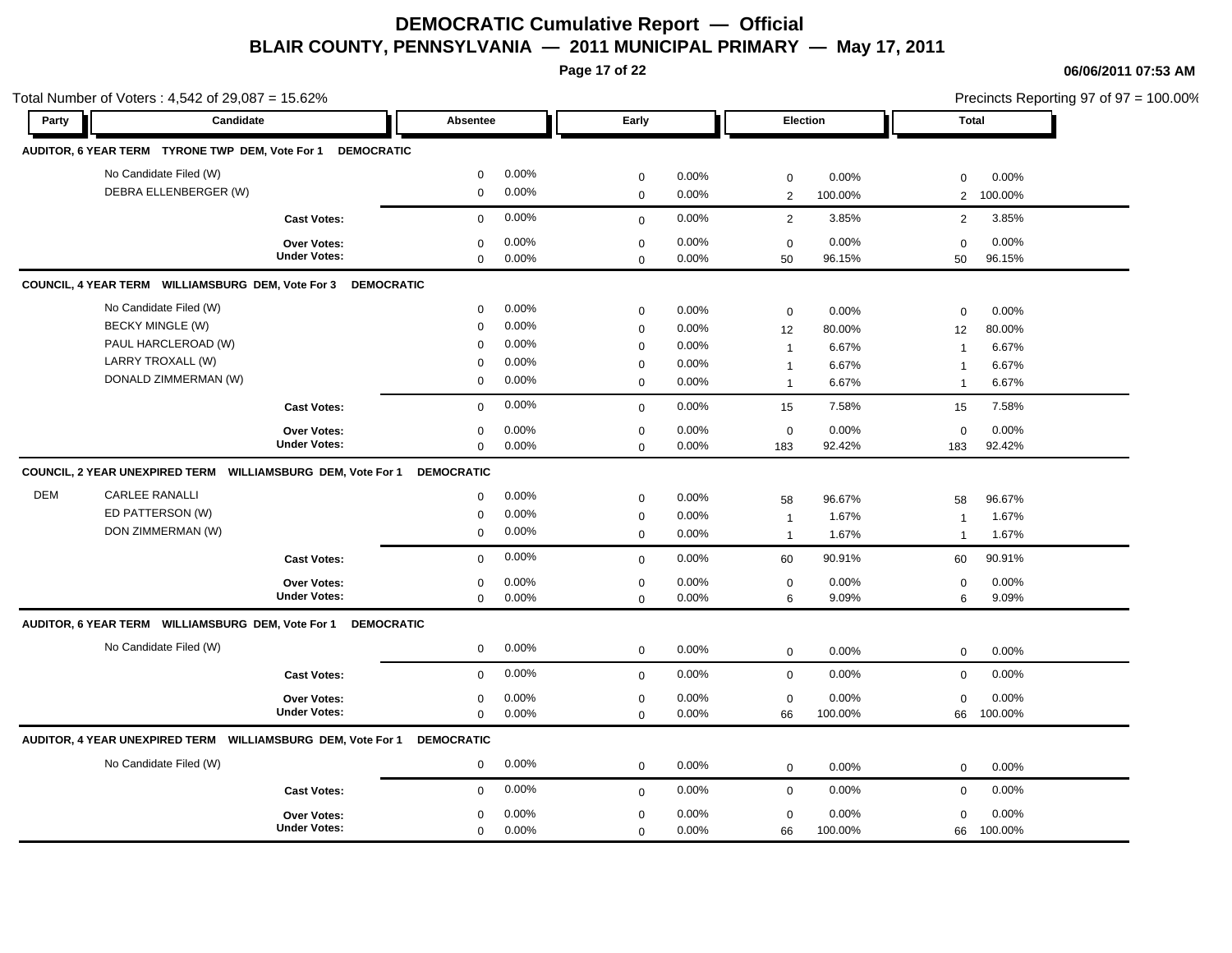# DEMOCRATIC Cumulative Report — Official

## BLAIR COUNTY, PENNSYLVANIA — 2011 MUNICIPAL PRIMARY — May 17, 2011

06/06/2011 07:53 AM

Total Number of Voters : 4,542 of 29,087 = 15.62%

Precincts Reporting 97 of 97 = 100.00%

| Party | Candidate | Absentee | | Early | | Election | | Total | |
|---|---|---|---|---|---|---|---|---|---|
| **AUDITOR, 6 YEAR TERM TYRONE TWP DEM, Vote For 1 DEMOCRATIC** | | | | | | | | | |
| | No Candidate Filed (W) | 0 | 0.00% | 0 | 0.00% | 0 | 0.00% | 0 | 0.00% |
| | DEBRA ELLENBERGER (W) | 0 | 0.00% | 0 | 0.00% | 2 | 100.00% | 2 | 100.00% |
| | **Cast Votes:** | 0 | 0.00% | 0 | 0.00% | 2 | 3.85% | 2 | 3.85% |
| | **Over Votes:** | 0 | 0.00% | 0 | 0.00% | 0 | 0.00% | 0 | 0.00% |
| | **Under Votes:** | 0 | 0.00% | 0 | 0.00% | 50 | 96.15% | 50 | 96.15% |
| **COUNCIL, 4 YEAR TERM WILLIAMSBURG DEM, Vote For 3 DEMOCRATIC** | | | | | | | | | |
| | No Candidate Filed (W) | 0 | 0.00% | 0 | 0.00% | 0 | 0.00% | 0 | 0.00% |
| | BECKY MINGLE (W) | 0 | 0.00% | 0 | 0.00% | 12 | 80.00% | 12 | 80.00% |
| | PAUL HARCLEROAD (W) | 0 | 0.00% | 0 | 0.00% | 1 | 6.67% | 1 | 6.67% |
| | LARRY TROXALL (W) | 0 | 0.00% | 0 | 0.00% | 1 | 6.67% | 1 | 6.67% |
| | DONALD ZIMMERMAN (W) | 0 | 0.00% | 0 | 0.00% | 1 | 6.67% | 1 | 6.67% |
| | **Cast Votes:** | 0 | 0.00% | 0 | 0.00% | 15 | 7.58% | 15 | 7.58% |
| | **Over Votes:** | 0 | 0.00% | 0 | 0.00% | 0 | 0.00% | 0 | 0.00% |
| | **Under Votes:** | 0 | 0.00% | 0 | 0.00% | 183 | 92.42% | 183 | 92.42% |
| **COUNCIL, 2 YEAR UNEXPIRED TERM WILLIAMSBURG DEM, Vote For 1 DEMOCRATIC** | | | | | | | | | |
| DEM | CARLEE RANALLI | 0 | 0.00% | 0 | 0.00% | 58 | 96.67% | 58 | 96.67% |
| | ED PATTERSON (W) | 0 | 0.00% | 0 | 0.00% | 1 | 1.67% | 1 | 1.67% |
| | DON ZIMMERMAN (W) | 0 | 0.00% | 0 | 0.00% | 1 | 1.67% | 1 | 1.67% |
| | **Cast Votes:** | 0 | 0.00% | 0 | 0.00% | 60 | 90.91% | 60 | 90.91% |
| | **Over Votes:** | 0 | 0.00% | 0 | 0.00% | 0 | 0.00% | 0 | 0.00% |
| | **Under Votes:** | 0 | 0.00% | 0 | 0.00% | 6 | 9.09% | 6 | 9.09% |
| **AUDITOR, 6 YEAR TERM WILLIAMSBURG DEM, Vote For 1 DEMOCRATIC** | | | | | | | | | |
| | No Candidate Filed (W) | 0 | 0.00% | 0 | 0.00% | 0 | 0.00% | 0 | 0.00% |
| | **Cast Votes:** | 0 | 0.00% | 0 | 0.00% | 0 | 0.00% | 0 | 0.00% |
| | **Over Votes:** | 0 | 0.00% | 0 | 0.00% | 0 | 0.00% | 0 | 0.00% |
| | **Under Votes:** | 0 | 0.00% | 0 | 0.00% | 66 | 100.00% | 66 | 100.00% |
| **AUDITOR, 4 YEAR UNEXPIRED TERM WILLIAMSBURG DEM, Vote For 1 DEMOCRATIC** | | | | | | | | | |
| | No Candidate Filed (W) | 0 | 0.00% | 0 | 0.00% | 0 | 0.00% | 0 | 0.00% |
| | **Cast Votes:** | 0 | 0.00% | 0 | 0.00% | 0 | 0.00% | 0 | 0.00% |
| | **Over Votes:** | 0 | 0.00% | 0 | 0.00% | 0 | 0.00% | 0 | 0.00% |
| | **Under Votes:** | 0 | 0.00% | 0 | 0.00% | 66 | 100.00% | 66 | 100.00% |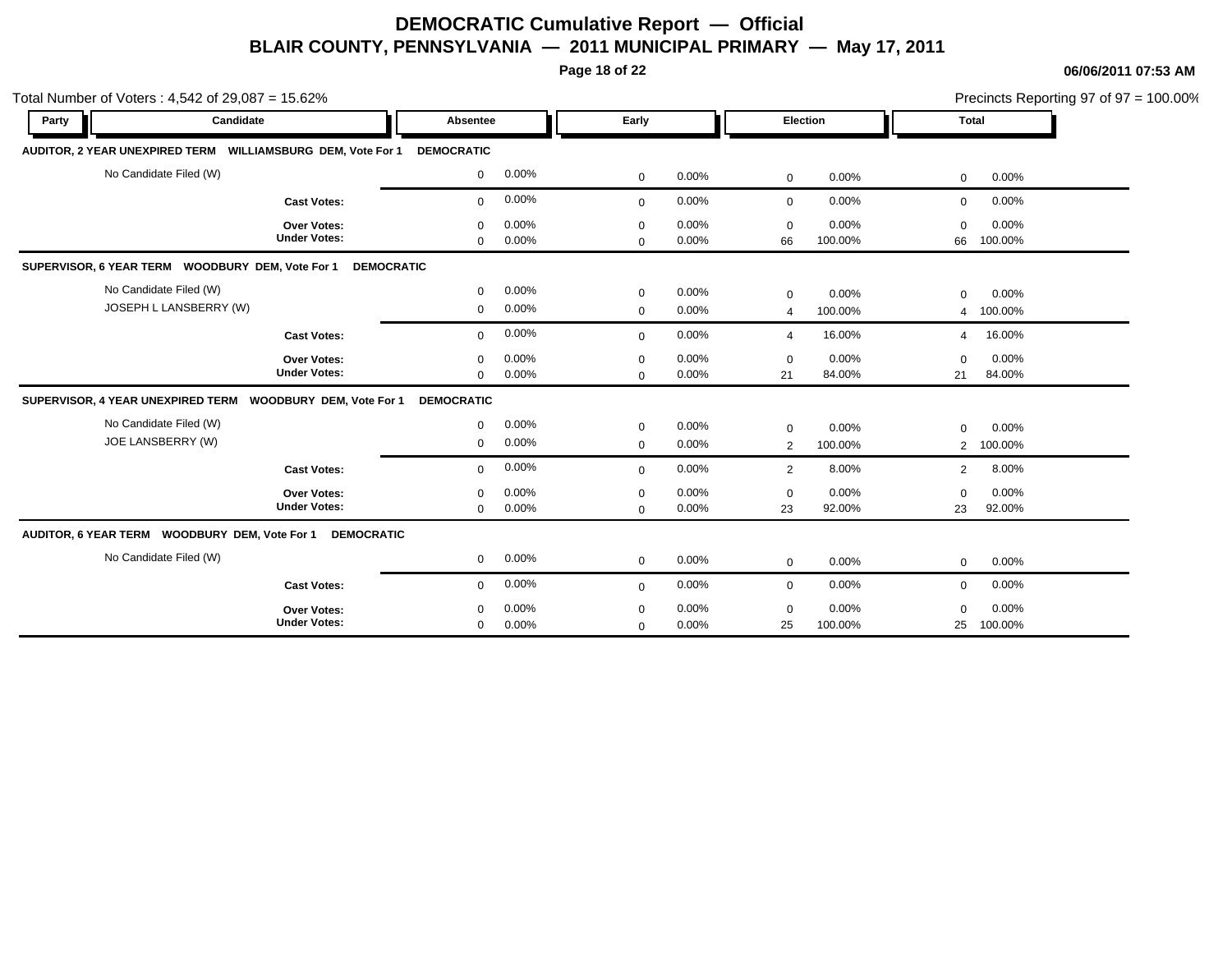# DEMOCRATIC Cumulative Report — Official
## BLAIR COUNTY, PENNSYLVANIA — 2011 MUNICIPAL PRIMARY — May 17, 2011

06/06/2011 07:53 AM

Total Number of Voters : 4,542 of 29,087 = 15.62%

Precincts Reporting 97 of 97 = 100.00%

| Party | Candidate | Absentee | | Early | | Election | | Total | |
|---|---|---|---|---|---|---|---|---|---|
| **AUDITOR, 2 YEAR UNEXPIRED TERM WILLIAMSBURG DEM, Vote For 1** | | **DEMOCRATIC** | | | | | | | |
| | No Candidate Filed (W) | 0 | 0.00% | 0 | 0.00% | 0 | 0.00% | 0 | 0.00% |
| | **Cast Votes:** | 0 | 0.00% | 0 | 0.00% | 0 | 0.00% | 0 | 0.00% |
| | **Over Votes:** | 0 | 0.00% | 0 | 0.00% | 0 | 0.00% | 0 | 0.00% |
| | **Under Votes:** | 0 | 0.00% | 0 | 0.00% | 66 | 100.00% | 66 | 100.00% |
| **SUPERVISOR, 6 YEAR TERM WOODBURY DEM, Vote For 1** | | **DEMOCRATIC** | | | | | | | |
| | No Candidate Filed (W) | 0 | 0.00% | 0 | 0.00% | 0 | 0.00% | 0 | 0.00% |
| | JOSEPH L LANSBERRY (W) | 0 | 0.00% | 0 | 0.00% | 4 | 100.00% | 4 | 100.00% |
| | **Cast Votes:** | 0 | 0.00% | 0 | 0.00% | 4 | 16.00% | 4 | 16.00% |
| | **Over Votes:** | 0 | 0.00% | 0 | 0.00% | 0 | 0.00% | 0 | 0.00% |
| | **Under Votes:** | 0 | 0.00% | 0 | 0.00% | 21 | 84.00% | 21 | 84.00% |
| **SUPERVISOR, 4 YEAR UNEXPIRED TERM WOODBURY DEM, Vote For 1** | | **DEMOCRATIC** | | | | | | | |
| | No Candidate Filed (W) | 0 | 0.00% | 0 | 0.00% | 0 | 0.00% | 0 | 0.00% |
| | JOE LANSBERRY (W) | 0 | 0.00% | 0 | 0.00% | 2 | 100.00% | 2 | 100.00% |
| | **Cast Votes:** | 0 | 0.00% | 0 | 0.00% | 2 | 8.00% | 2 | 8.00% |
| | **Over Votes:** | 0 | 0.00% | 0 | 0.00% | 0 | 0.00% | 0 | 0.00% |
| | **Under Votes:** | 0 | 0.00% | 0 | 0.00% | 23 | 92.00% | 23 | 92.00% |
| **AUDITOR, 6 YEAR TERM WOODBURY DEM, Vote For 1** | | **DEMOCRATIC** | | | | | | | |
| | No Candidate Filed (W) | 0 | 0.00% | 0 | 0.00% | 0 | 0.00% | 0 | 0.00% |
| | **Cast Votes:** | 0 | 0.00% | 0 | 0.00% | 0 | 0.00% | 0 | 0.00% |
| | **Over Votes:** | 0 | 0.00% | 0 | 0.00% | 0 | 0.00% | 0 | 0.00% |
| | **Under Votes:** | 0 | 0.00% | 0 | 0.00% | 25 | 100.00% | 25 | 100.00% |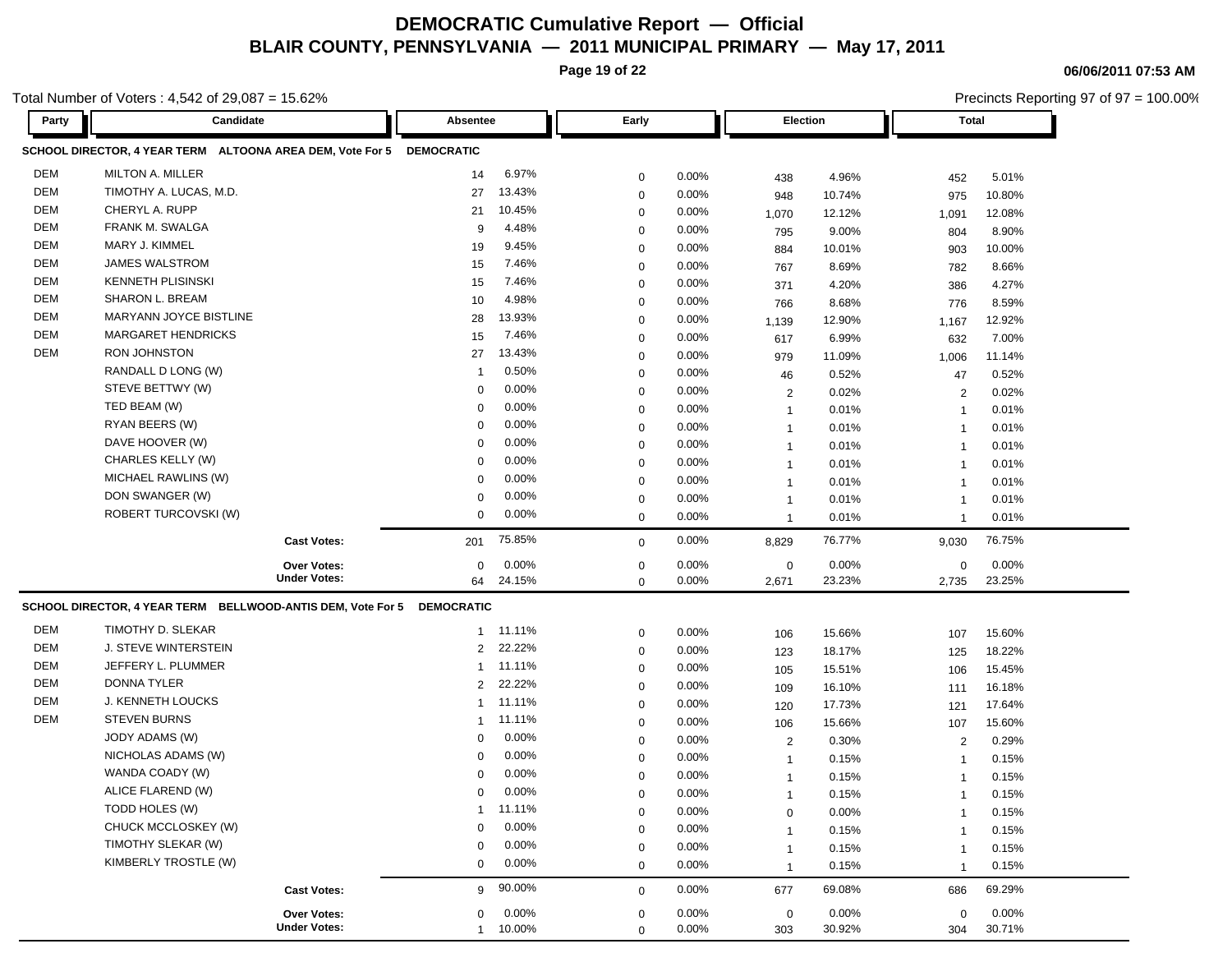# DEMOCRATIC Cumulative Report — Official

## BLAIR COUNTY, PENNSYLVANIA — 2011 MUNICIPAL PRIMARY — May 17, 2011

06/06/2011 07:53 AM

Total Number of Voters : 4,542 of 29,087 = 15.62%

Precincts Reporting 97 of 97 = 100.00%

### SCHOOL DIRECTOR, 4 YEAR TERM ALTOONA AREA DEM, Vote For 5 — DEMOCRATIC

| Party | Candidate | Absentee | | Early | | Election | | Total | |
|---|---|---|---|---|---|---|---|---|---|
| DEM | MILTON A. MILLER | 14 | 6.97% | 0 | 0.00% | 438 | 4.96% | 452 | 5.01% |
| DEM | TIMOTHY A. LUCAS, M.D. | 27 | 13.43% | 0 | 0.00% | 948 | 10.74% | 975 | 10.80% |
| DEM | CHERYL A. RUPP | 21 | 10.45% | 0 | 0.00% | 1,070 | 12.12% | 1,091 | 12.08% |
| DEM | FRANK M. SWALGA | 9 | 4.48% | 0 | 0.00% | 795 | 9.00% | 804 | 8.90% |
| DEM | MARY J. KIMMEL | 19 | 9.45% | 0 | 0.00% | 884 | 10.01% | 903 | 10.00% |
| DEM | JAMES WALSTROM | 15 | 7.46% | 0 | 0.00% | 767 | 8.69% | 782 | 8.66% |
| DEM | KENNETH PLISINSKI | 15 | 7.46% | 0 | 0.00% | 371 | 4.20% | 386 | 4.27% |
| DEM | SHARON L. BREAM | 10 | 4.98% | 0 | 0.00% | 766 | 8.68% | 776 | 8.59% |
| DEM | MARYANN JOYCE BISTLINE | 28 | 13.93% | 0 | 0.00% | 1,139 | 12.90% | 1,167 | 12.92% |
| DEM | MARGARET HENDRICKS | 15 | 7.46% | 0 | 0.00% | 617 | 6.99% | 632 | 7.00% |
| DEM | RON JOHNSTON | 27 | 13.43% | 0 | 0.00% | 979 | 11.09% | 1,006 | 11.14% |
| | RANDALL D LONG (W) | 1 | 0.50% | 0 | 0.00% | 46 | 0.52% | 47 | 0.52% |
| | STEVE BETTWY (W) | 0 | 0.00% | 0 | 0.00% | 2 | 0.02% | 2 | 0.02% |
| | TED BEAM (W) | 0 | 0.00% | 0 | 0.00% | 1 | 0.01% | 1 | 0.01% |
| | RYAN BEERS (W) | 0 | 0.00% | 0 | 0.00% | 1 | 0.01% | 1 | 0.01% |
| | DAVE HOOVER (W) | 0 | 0.00% | 0 | 0.00% | 1 | 0.01% | 1 | 0.01% |
| | CHARLES KELLY (W) | 0 | 0.00% | 0 | 0.00% | 1 | 0.01% | 1 | 0.01% |
| | MICHAEL RAWLINS (W) | 0 | 0.00% | 0 | 0.00% | 1 | 0.01% | 1 | 0.01% |
| | DON SWANGER (W) | 0 | 0.00% | 0 | 0.00% | 1 | 0.01% | 1 | 0.01% |
| | ROBERT TURCOVSKI (W) | 0 | 0.00% | 0 | 0.00% | 1 | 0.01% | 1 | 0.01% |
| | **Cast Votes:** | 201 | 75.85% | 0 | 0.00% | 8,829 | 76.77% | 9,030 | 76.75% |
| | **Over Votes:** | 0 | 0.00% | 0 | 0.00% | 0 | 0.00% | 0 | 0.00% |
| | **Under Votes:** | 64 | 24.15% | 0 | 0.00% | 2,671 | 23.23% | 2,735 | 23.25% |

### SCHOOL DIRECTOR, 4 YEAR TERM BELLWOOD-ANTIS DEM, Vote For 5 — DEMOCRATIC

| Party | Candidate | Absentee | | Early | | Election | | Total | |
|---|---|---|---|---|---|---|---|---|---|
| DEM | TIMOTHY D. SLEKAR | 1 | 11.11% | 0 | 0.00% | 106 | 15.66% | 107 | 15.60% |
| DEM | J. STEVE WINTERSTEIN | 2 | 22.22% | 0 | 0.00% | 123 | 18.17% | 125 | 18.22% |
| DEM | JEFFERY L. PLUMMER | 1 | 11.11% | 0 | 0.00% | 105 | 15.51% | 106 | 15.45% |
| DEM | DONNA TYLER | 2 | 22.22% | 0 | 0.00% | 109 | 16.10% | 111 | 16.18% |
| DEM | J. KENNETH LOUCKS | 1 | 11.11% | 0 | 0.00% | 120 | 17.73% | 121 | 17.64% |
| DEM | STEVEN BURNS | 1 | 11.11% | 0 | 0.00% | 106 | 15.66% | 107 | 15.60% |
| | JODY ADAMS (W) | 0 | 0.00% | 0 | 0.00% | 2 | 0.30% | 2 | 0.29% |
| | NICHOLAS ADAMS (W) | 0 | 0.00% | 0 | 0.00% | 1 | 0.15% | 1 | 0.15% |
| | WANDA COADY (W) | 0 | 0.00% | 0 | 0.00% | 1 | 0.15% | 1 | 0.15% |
| | ALICE FLAREND (W) | 0 | 0.00% | 0 | 0.00% | 1 | 0.15% | 1 | 0.15% |
| | TODD HOLES (W) | 1 | 11.11% | 0 | 0.00% | 0 | 0.00% | 1 | 0.15% |
| | CHUCK MCCLOSKEY (W) | 0 | 0.00% | 0 | 0.00% | 1 | 0.15% | 1 | 0.15% |
| | TIMOTHY SLEKAR (W) | 0 | 0.00% | 0 | 0.00% | 1 | 0.15% | 1 | 0.15% |
| | KIMBERLY TROSTLE (W) | 0 | 0.00% | 0 | 0.00% | 1 | 0.15% | 1 | 0.15% |
| | **Cast Votes:** | 9 | 90.00% | 0 | 0.00% | 677 | 69.08% | 686 | 69.29% |
| | **Over Votes:** | 0 | 0.00% | 0 | 0.00% | 0 | 0.00% | 0 | 0.00% |
| | **Under Votes:** | 1 | 10.00% | 0 | 0.00% | 303 | 30.92% | 304 | 30.71% |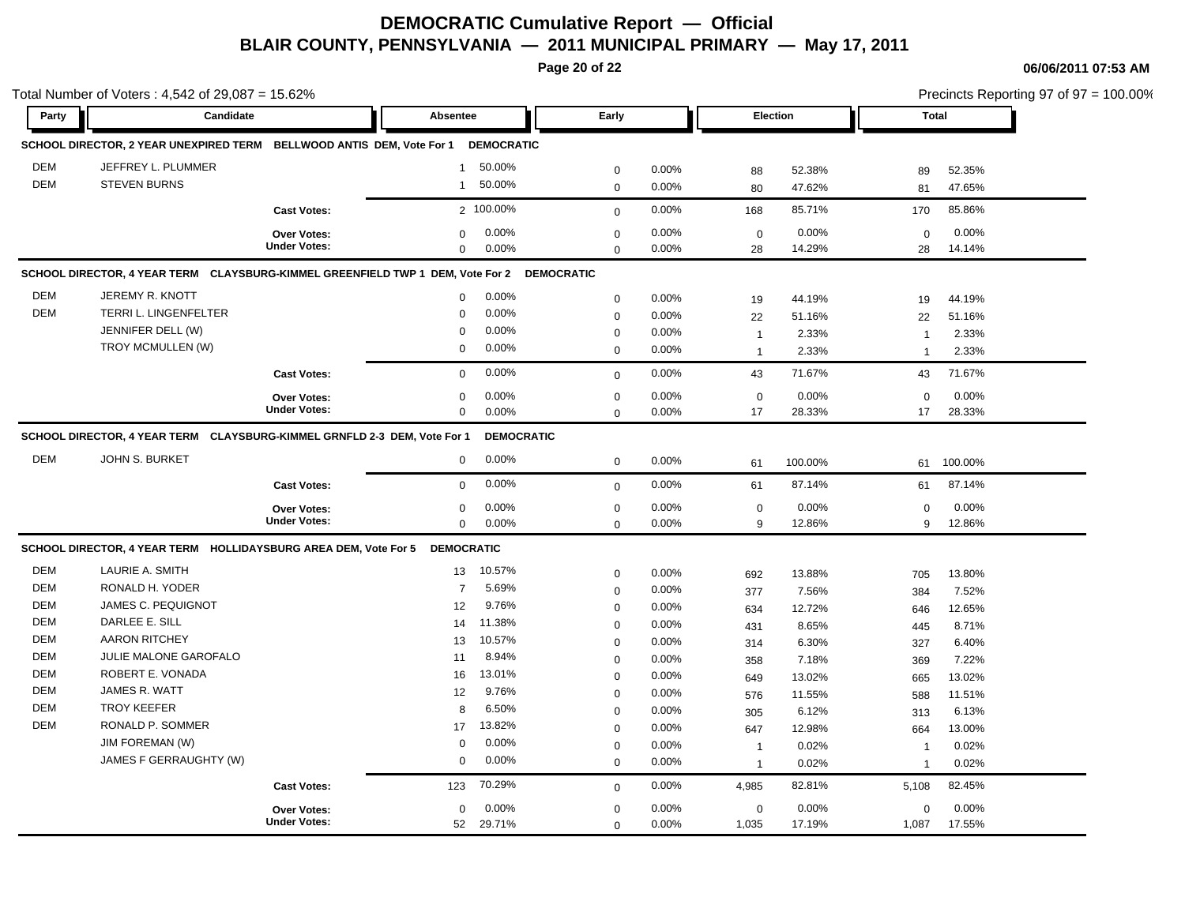# DEMOCRATIC Cumulative Report — Official
## BLAIR COUNTY, PENNSYLVANIA — 2011 MUNICIPAL PRIMARY — May 17, 2011

06/06/2011 07:53 AM

Total Number of Voters : 4,542 of 29,087 = 15.62%

Precincts Reporting 97 of 97 = 100.00%

### SCHOOL DIRECTOR, 2 YEAR UNEXPIRED TERM BELLWOOD ANTIS DEM, Vote For 1 DEMOCRATIC

| Party | Candidate | Absentee | | Early | | Election | | Total | |
|---|---|---|---|---|---|---|---|---|---|
| DEM | JEFFREY L. PLUMMER | 1 | 50.00% | 0 | 0.00% | 88 | 52.38% | 89 | 52.35% |
| DEM | STEVEN BURNS | 1 | 50.00% | 0 | 0.00% | 80 | 47.62% | 81 | 47.65% |
| | Cast Votes: | 2 | 100.00% | 0 | 0.00% | 168 | 85.71% | 170 | 85.86% |
| | Over Votes: | 0 | 0.00% | 0 | 0.00% | 0 | 0.00% | 0 | 0.00% |
| | Under Votes: | 0 | 0.00% | 0 | 0.00% | 28 | 14.29% | 28 | 14.14% |

### SCHOOL DIRECTOR, 4 YEAR TERM CLAYSBURG-KIMMEL GREENFIELD TWP 1 DEM, Vote For 2 DEMOCRATIC

| Party | Candidate | Absentee | | Early | | Election | | Total | |
|---|---|---|---|---|---|---|---|---|---|
| DEM | JEREMY R. KNOTT | 0 | 0.00% | 0 | 0.00% | 19 | 44.19% | 19 | 44.19% |
| DEM | TERRI L. LINGENFELTER | 0 | 0.00% | 0 | 0.00% | 22 | 51.16% | 22 | 51.16% |
| | JENNIFER DELL (W) | 0 | 0.00% | 0 | 0.00% | 1 | 2.33% | 1 | 2.33% |
| | TROY MCMULLEN (W) | 0 | 0.00% | 0 | 0.00% | 1 | 2.33% | 1 | 2.33% |
| | Cast Votes: | 0 | 0.00% | 0 | 0.00% | 43 | 71.67% | 43 | 71.67% |
| | Over Votes: | 0 | 0.00% | 0 | 0.00% | 0 | 0.00% | 0 | 0.00% |
| | Under Votes: | 0 | 0.00% | 0 | 0.00% | 17 | 28.33% | 17 | 28.33% |

### SCHOOL DIRECTOR, 4 YEAR TERM CLAYSBURG-KIMMEL GRNFLD 2-3 DEM, Vote For 1 DEMOCRATIC

| Party | Candidate | Absentee | | Early | | Election | | Total | |
|---|---|---|---|---|---|---|---|---|---|
| DEM | JOHN S. BURKET | 0 | 0.00% | 0 | 0.00% | 61 | 100.00% | 61 | 100.00% |
| | Cast Votes: | 0 | 0.00% | 0 | 0.00% | 61 | 87.14% | 61 | 87.14% |
| | Over Votes: | 0 | 0.00% | 0 | 0.00% | 0 | 0.00% | 0 | 0.00% |
| | Under Votes: | 0 | 0.00% | 0 | 0.00% | 9 | 12.86% | 9 | 12.86% |

### SCHOOL DIRECTOR, 4 YEAR TERM HOLLIDAYSBURG AREA DEM, Vote For 5 DEMOCRATIC

| Party | Candidate | Absentee | | Early | | Election | | Total | |
|---|---|---|---|---|---|---|---|---|---|
| DEM | LAURIE A. SMITH | 13 | 10.57% | 0 | 0.00% | 692 | 13.88% | 705 | 13.80% |
| DEM | RONALD H. YODER | 7 | 5.69% | 0 | 0.00% | 377 | 7.56% | 384 | 7.52% |
| DEM | JAMES C. PEQUIGNOT | 12 | 9.76% | 0 | 0.00% | 634 | 12.72% | 646 | 12.65% |
| DEM | DARLEE E. SILL | 14 | 11.38% | 0 | 0.00% | 431 | 8.65% | 445 | 8.71% |
| DEM | AARON RITCHEY | 13 | 10.57% | 0 | 0.00% | 314 | 6.30% | 327 | 6.40% |
| DEM | JULIE MALONE GAROFALO | 11 | 8.94% | 0 | 0.00% | 358 | 7.18% | 369 | 7.22% |
| DEM | ROBERT E. VONADA | 16 | 13.01% | 0 | 0.00% | 649 | 13.02% | 665 | 13.02% |
| DEM | JAMES R. WATT | 12 | 9.76% | 0 | 0.00% | 576 | 11.55% | 588 | 11.51% |
| DEM | TROY KEEFER | 8 | 6.50% | 0 | 0.00% | 305 | 6.12% | 313 | 6.13% |
| DEM | RONALD P. SOMMER | 17 | 13.82% | 0 | 0.00% | 647 | 12.98% | 664 | 13.00% |
| | JIM FOREMAN (W) | 0 | 0.00% | 0 | 0.00% | 1 | 0.02% | 1 | 0.02% |
| | JAMES F GERRAUGHTY (W) | 0 | 0.00% | 0 | 0.00% | 1 | 0.02% | 1 | 0.02% |
| | Cast Votes: | 123 | 70.29% | 0 | 0.00% | 4,985 | 82.81% | 5,108 | 82.45% |
| | Over Votes: | 0 | 0.00% | 0 | 0.00% | 0 | 0.00% | 0 | 0.00% |
| | Under Votes: | 52 | 29.71% | 0 | 0.00% | 1,035 | 17.19% | 1,087 | 17.55% |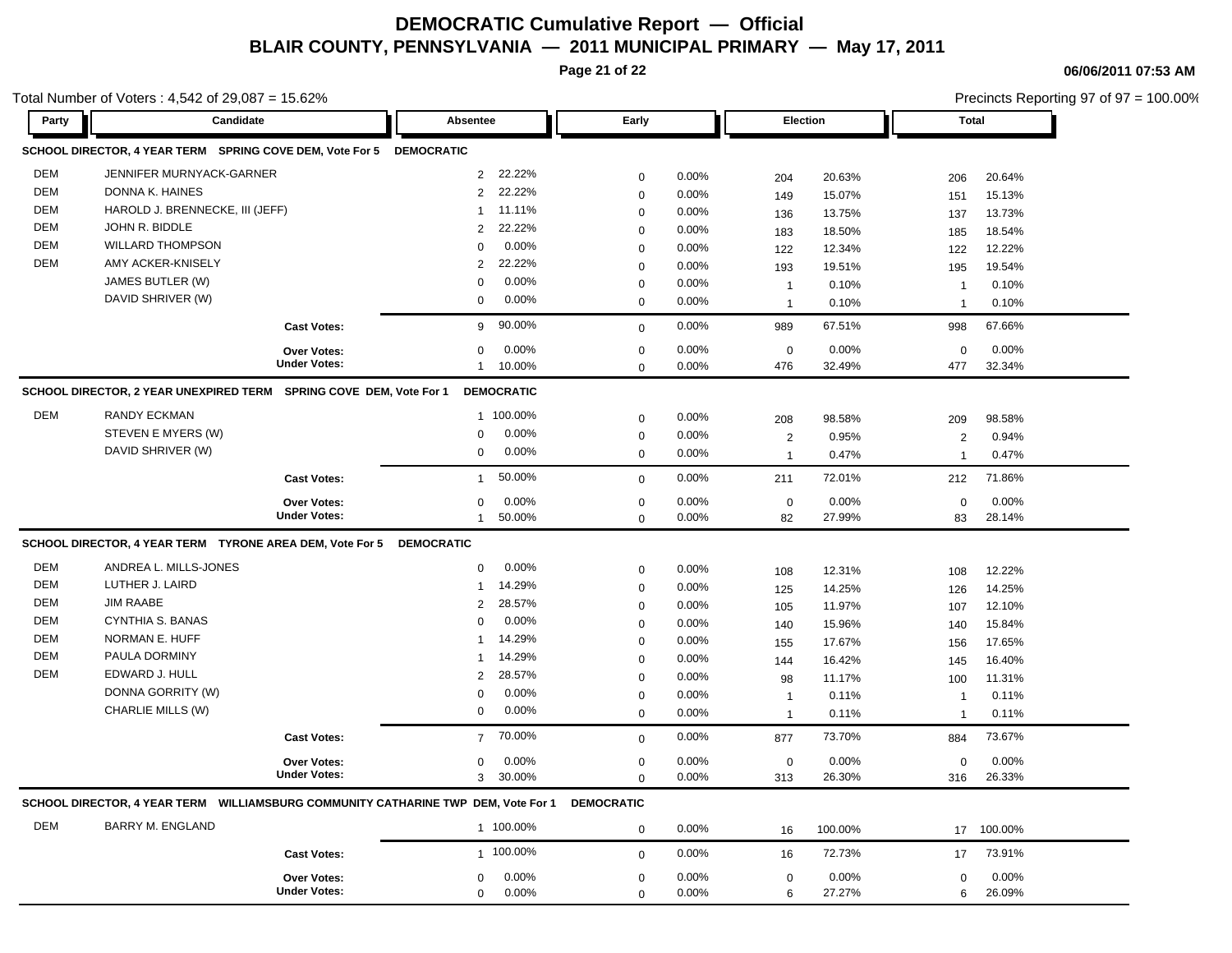# DEMOCRATIC Cumulative Report — Official

## BLAIR COUNTY, PENNSYLVANIA — 2011 MUNICIPAL PRIMARY — May 17, 2011

06/06/2011 07:53 AM

Total Number of Voters : 4,542 of 29,087 = 15.62%

Precincts Reporting 97 of 97 = 100.00%

| Party | Candidate | Absentee | | Early | | Election | | Total | |
|---|---|---|---|---|---|---|---|---|---|
| **SCHOOL DIRECTOR, 4 YEAR TERM SPRING COVE DEM, Vote For 5** | | **DEMOCRATIC** | | | | | | | |
| DEM | JENNIFER MURNYACK-GARNER | 2 | 22.22% | 0 | 0.00% | 204 | 20.63% | 206 | 20.64% |
| DEM | DONNA K. HAINES | 2 | 22.22% | 0 | 0.00% | 149 | 15.07% | 151 | 15.13% |
| DEM | HAROLD J. BRENNECKE, III (JEFF) | 1 | 11.11% | 0 | 0.00% | 136 | 13.75% | 137 | 13.73% |
| DEM | JOHN R. BIDDLE | 2 | 22.22% | 0 | 0.00% | 183 | 18.50% | 185 | 18.54% |
| DEM | WILLARD THOMPSON | 0 | 0.00% | 0 | 0.00% | 122 | 12.34% | 122 | 12.22% |
| DEM | AMY ACKER-KNISELY | 2 | 22.22% | 0 | 0.00% | 193 | 19.51% | 195 | 19.54% |
| | JAMES BUTLER (W) | 0 | 0.00% | 0 | 0.00% | 1 | 0.10% | 1 | 0.10% |
| | DAVID SHRIVER (W) | 0 | 0.00% | 0 | 0.00% | 1 | 0.10% | 1 | 0.10% |
| | **Cast Votes:** | 9 | 90.00% | 0 | 0.00% | 989 | 67.51% | 998 | 67.66% |
| | **Over Votes:** | 0 | 0.00% | 0 | 0.00% | 0 | 0.00% | 0 | 0.00% |
| | **Under Votes:** | 1 | 10.00% | 0 | 0.00% | 476 | 32.49% | 477 | 32.34% |
| **SCHOOL DIRECTOR, 2 YEAR UNEXPIRED TERM SPRING COVE DEM, Vote For 1** | | **DEMOCRATIC** | | | | | | | |
| DEM | RANDY ECKMAN | 1 | 100.00% | 0 | 0.00% | 208 | 98.58% | 209 | 98.58% |
| | STEVEN E MYERS (W) | 0 | 0.00% | 0 | 0.00% | 2 | 0.95% | 2 | 0.94% |
| | DAVID SHRIVER (W) | 0 | 0.00% | 0 | 0.00% | 1 | 0.47% | 1 | 0.47% |
| | **Cast Votes:** | 1 | 50.00% | 0 | 0.00% | 211 | 72.01% | 212 | 71.86% |
| | **Over Votes:** | 0 | 0.00% | 0 | 0.00% | 0 | 0.00% | 0 | 0.00% |
| | **Under Votes:** | 1 | 50.00% | 0 | 0.00% | 82 | 27.99% | 83 | 28.14% |
| **SCHOOL DIRECTOR, 4 YEAR TERM TYRONE AREA DEM, Vote For 5** | | **DEMOCRATIC** | | | | | | | |
| DEM | ANDREA L. MILLS-JONES | 0 | 0.00% | 0 | 0.00% | 108 | 12.31% | 108 | 12.22% |
| DEM | LUTHER J. LAIRD | 1 | 14.29% | 0 | 0.00% | 125 | 14.25% | 126 | 14.25% |
| DEM | JIM RAABE | 2 | 28.57% | 0 | 0.00% | 105 | 11.97% | 107 | 12.10% |
| DEM | CYNTHIA S. BANAS | 0 | 0.00% | 0 | 0.00% | 140 | 15.96% | 140 | 15.84% |
| DEM | NORMAN E. HUFF | 1 | 14.29% | 0 | 0.00% | 155 | 17.67% | 156 | 17.65% |
| DEM | PAULA DORMINY | 1 | 14.29% | 0 | 0.00% | 144 | 16.42% | 145 | 16.40% |
| DEM | EDWARD J. HULL | 2 | 28.57% | 0 | 0.00% | 98 | 11.17% | 100 | 11.31% |
| | DONNA GORRITY (W) | 0 | 0.00% | 0 | 0.00% | 1 | 0.11% | 1 | 0.11% |
| | CHARLIE MILLS (W) | 0 | 0.00% | 0 | 0.00% | 1 | 0.11% | 1 | 0.11% |
| | **Cast Votes:** | 7 | 70.00% | 0 | 0.00% | 877 | 73.70% | 884 | 73.67% |
| | **Over Votes:** | 0 | 0.00% | 0 | 0.00% | 0 | 0.00% | 0 | 0.00% |
| | **Under Votes:** | 3 | 30.00% | 0 | 0.00% | 313 | 26.30% | 316 | 26.33% |
| **SCHOOL DIRECTOR, 4 YEAR TERM WILLIAMSBURG COMMUNITY CATHARINE TWP DEM, Vote For 1** | | | | **DEMOCRATIC** | | | | | |
| DEM | BARRY M. ENGLAND | 1 | 100.00% | 0 | 0.00% | 16 | 100.00% | 17 | 100.00% |
| | **Cast Votes:** | 1 | 100.00% | 0 | 0.00% | 16 | 72.73% | 17 | 73.91% |
| | **Over Votes:** | 0 | 0.00% | 0 | 0.00% | 0 | 0.00% | 0 | 0.00% |
| | **Under Votes:** | 0 | 0.00% | 0 | 0.00% | 6 | 27.27% | 6 | 26.09% |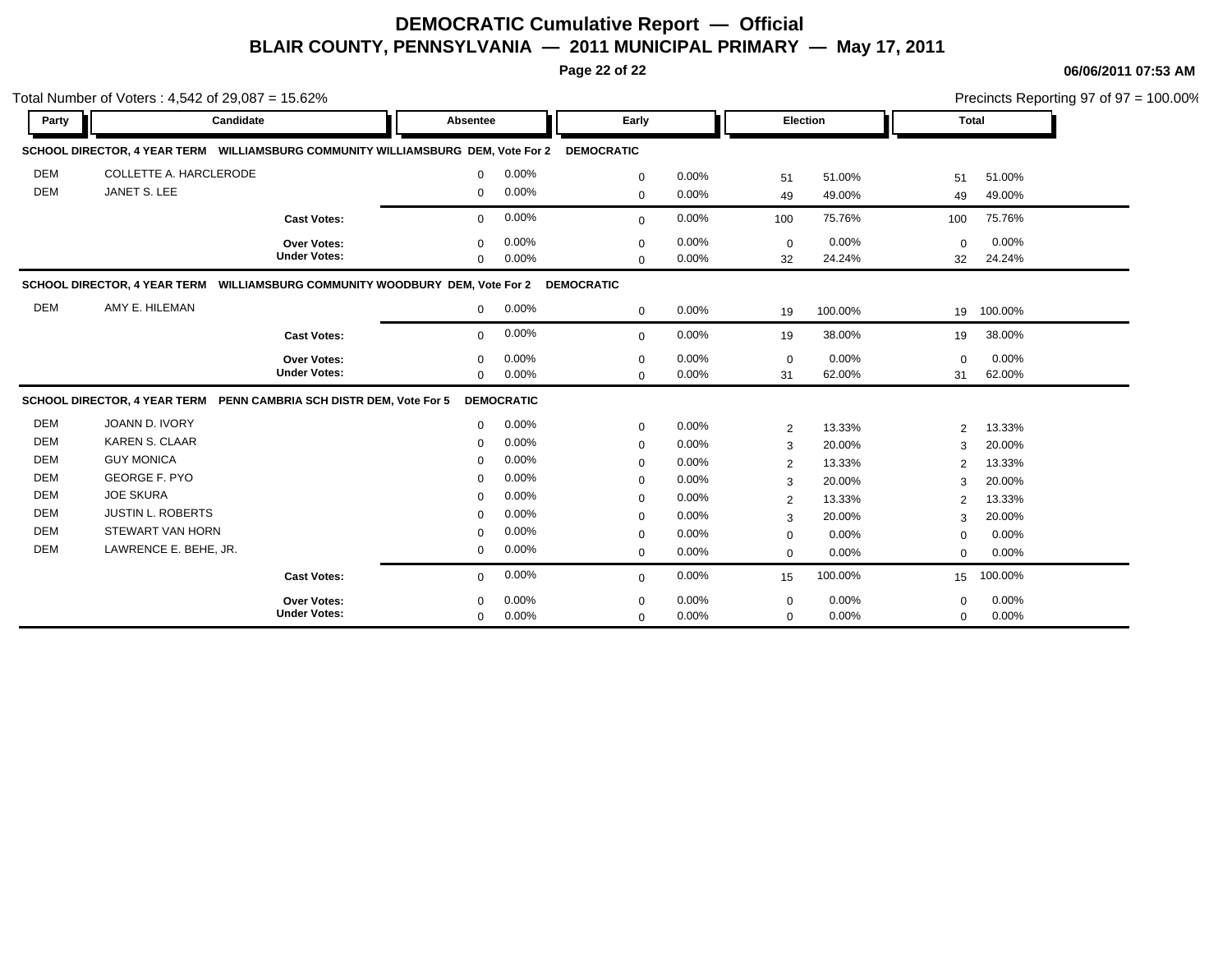# DEMOCRATIC Cumulative Report — Official

## BLAIR COUNTY, PENNSYLVANIA — 2011 MUNICIPAL PRIMARY — May 17, 2011

06/06/2011 07:53 AM

Total Number of Voters : 4,542 of 29,087 = 15.62%

Precincts Reporting 97 of 97 = 100.00%

| Party | Candidate | Absentee | | Early | | Election | | Total | |
|---|---|---|---|---|---|---|---|---|---|
| **SCHOOL DIRECTOR, 4 YEAR TERM WILLIAMSBURG COMMUNITY WILLIAMSBURG DEM, Vote For 2 DEMOCRATIC** | | | | | | | | | |
| DEM | COLLETTE A. HARCLERODE | 0 | 0.00% | 0 | 0.00% | 51 | 51.00% | 51 | 51.00% |
| DEM | JANET S. LEE | 0 | 0.00% | 0 | 0.00% | 49 | 49.00% | 49 | 49.00% |
| | **Cast Votes:** | 0 | 0.00% | 0 | 0.00% | 100 | 75.76% | 100 | 75.76% |
| | **Over Votes:** | 0 | 0.00% | 0 | 0.00% | 0 | 0.00% | 0 | 0.00% |
| | **Under Votes:** | 0 | 0.00% | 0 | 0.00% | 32 | 24.24% | 32 | 24.24% |
| **SCHOOL DIRECTOR, 4 YEAR TERM WILLIAMSBURG COMMUNITY WOODBURY DEM, Vote For 2 DEMOCRATIC** | | | | | | | | | |
| DEM | AMY E. HILEMAN | 0 | 0.00% | 0 | 0.00% | 19 | 100.00% | 19 | 100.00% |
| | **Cast Votes:** | 0 | 0.00% | 0 | 0.00% | 19 | 38.00% | 19 | 38.00% |
| | **Over Votes:** | 0 | 0.00% | 0 | 0.00% | 0 | 0.00% | 0 | 0.00% |
| | **Under Votes:** | 0 | 0.00% | 0 | 0.00% | 31 | 62.00% | 31 | 62.00% |
| **SCHOOL DIRECTOR, 4 YEAR TERM PENN CAMBRIA SCH DISTR DEM, Vote For 5 DEMOCRATIC** | | | | | | | | | |
| DEM | JOANN D. IVORY | 0 | 0.00% | 0 | 0.00% | 2 | 13.33% | 2 | 13.33% |
| DEM | KAREN S. CLAAR | 0 | 0.00% | 0 | 0.00% | 3 | 20.00% | 3 | 20.00% |
| DEM | GUY MONICA | 0 | 0.00% | 0 | 0.00% | 2 | 13.33% | 2 | 13.33% |
| DEM | GEORGE F. PYO | 0 | 0.00% | 0 | 0.00% | 3 | 20.00% | 3 | 20.00% |
| DEM | JOE SKURA | 0 | 0.00% | 0 | 0.00% | 2 | 13.33% | 2 | 13.33% |
| DEM | JUSTIN L. ROBERTS | 0 | 0.00% | 0 | 0.00% | 3 | 20.00% | 3 | 20.00% |
| DEM | STEWART VAN HORN | 0 | 0.00% | 0 | 0.00% | 0 | 0.00% | 0 | 0.00% |
| DEM | LAWRENCE E. BEHE, JR. | 0 | 0.00% | 0 | 0.00% | 0 | 0.00% | 0 | 0.00% |
| | **Cast Votes:** | 0 | 0.00% | 0 | 0.00% | 15 | 100.00% | 15 | 100.00% |
| | **Over Votes:** | 0 | 0.00% | 0 | 0.00% | 0 | 0.00% | 0 | 0.00% |
| | **Under Votes:** | 0 | 0.00% | 0 | 0.00% | 0 | 0.00% | 0 | 0.00% |